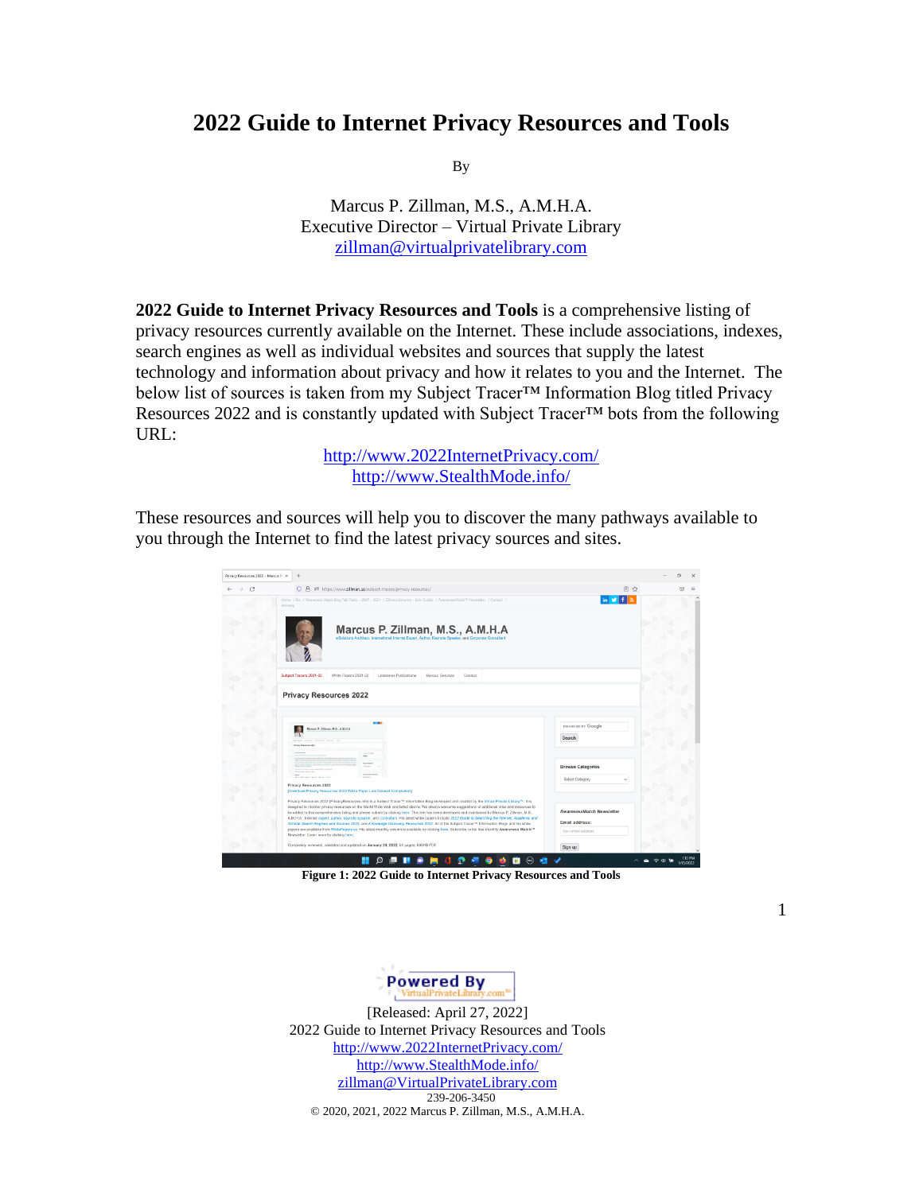# 2022 Guide to Internet Privacy Resources and Tools

By

Marcus P. Zillman, M.S., A.M.H.A.
Executive Director – Virtual Private Library
zillman@virtualprivatelibrary.com

**2022 Guide to Internet Privacy Resources and Tools** is a comprehensive listing of privacy resources currently available on the Internet. These include associations, indexes, search engines as well as individual websites and sources that supply the latest technology and information about privacy and how it relates to you and the Internet. The below list of sources is taken from my Subject Tracer™ Information Blog titled Privacy Resources 2022 and is constantly updated with Subject Tracer™ bots from the following URL:

http://www.2022InternetPrivacy.com/
http://www.StealthMode.info/

These resources and sources will help you to discover the many pathways available to you through the Internet to find the latest privacy sources and sites.

**Figure 1: 2022 Guide to Internet Privacy Resources and Tools**

[Released: April 27, 2022]
2022 Guide to Internet Privacy Resources and Tools
http://www.2022InternetPrivacy.com/
http://www.StealthMode.info/
zillman@VirtualPrivateLibrary.com
239-206-3450
© 2020, 2021, 2022 Marcus P. Zillman, M.S., A.M.H.A.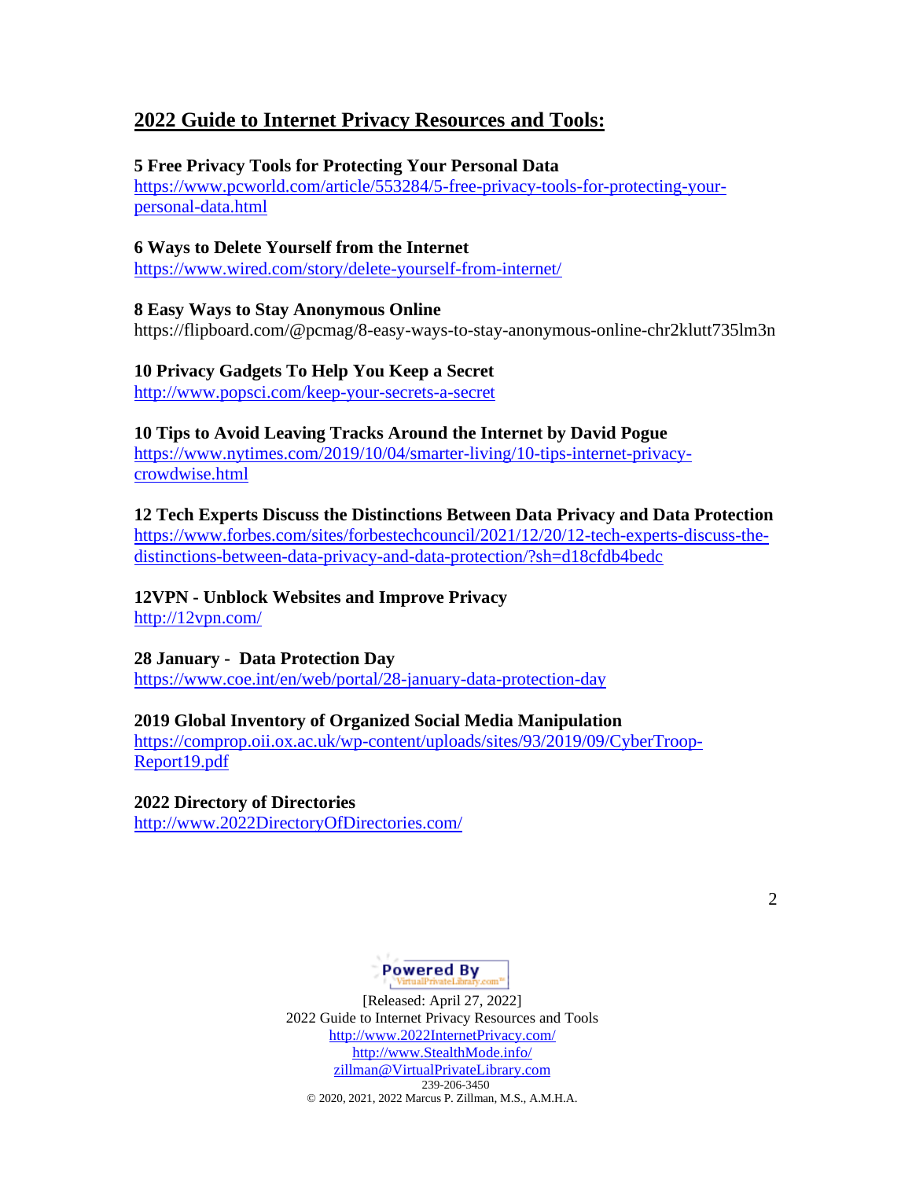## 2022 Guide to Internet Privacy Resources and Tools:

**5 Free Privacy Tools for Protecting Your Personal Data**
https://www.pcworld.com/article/553284/5-free-privacy-tools-for-protecting-your-personal-data.html

**6 Ways to Delete Yourself from the Internet**
https://www.wired.com/story/delete-yourself-from-internet/

**8 Easy Ways to Stay Anonymous Online**
https://flipboard.com/@pcmag/8-easy-ways-to-stay-anonymous-online-chr2klutt735lm3n

**10 Privacy Gadgets To Help You Keep a Secret**
http://www.popsci.com/keep-your-secrets-a-secret

**10 Tips to Avoid Leaving Tracks Around the Internet by David Pogue**
https://www.nytimes.com/2019/10/04/smarter-living/10-tips-internet-privacy-crowdwise.html

**12 Tech Experts Discuss the Distinctions Between Data Privacy and Data Protection**
https://www.forbes.com/sites/forbestechcouncil/2021/12/20/12-tech-experts-discuss-the-distinctions-between-data-privacy-and-data-protection/?sh=d18cfdb4bedc

**12VPN - Unblock Websites and Improve Privacy**
http://12vpn.com/

**28 January - Data Protection Day**
https://www.coe.int/en/web/portal/28-january-data-protection-day

**2019 Global Inventory of Organized Social Media Manipulation**
https://comprop.oii.ox.ac.uk/wp-content/uploads/sites/93/2019/09/CyberTroop-Report19.pdf

**2022 Directory of Directories**
http://www.2022DirectoryOfDirectories.com/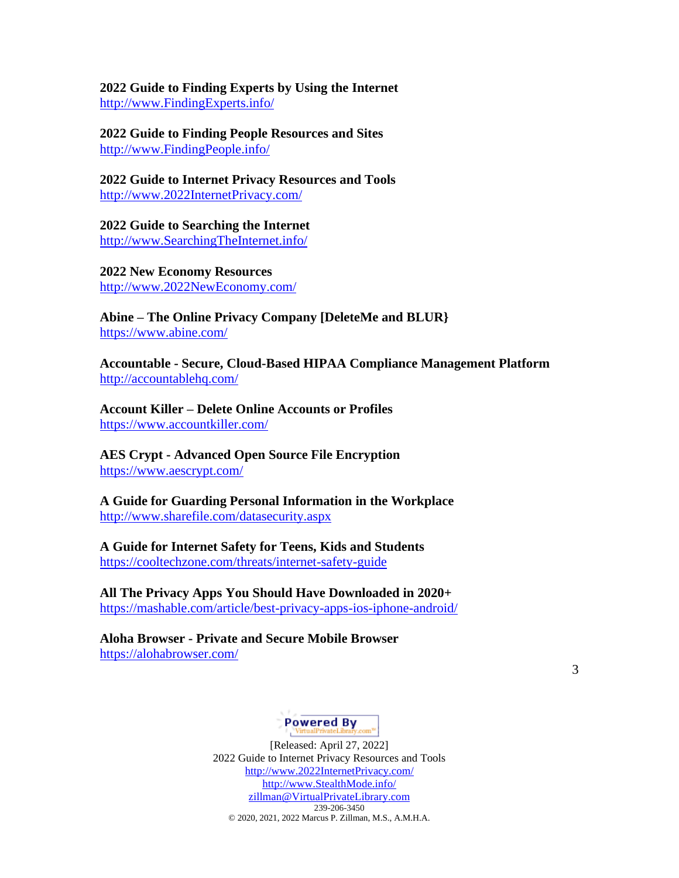**2022 Guide to Finding Experts by Using the Internet**
http://www.FindingExperts.info/

**2022 Guide to Finding People Resources and Sites**
http://www.FindingPeople.info/

**2022 Guide to Internet Privacy Resources and Tools**
http://www.2022InternetPrivacy.com/

**2022 Guide to Searching the Internet**
http://www.SearchingTheInternet.info/

**2022 New Economy Resources**
http://www.2022NewEconomy.com/

**Abine – The Online Privacy Company [DeleteMe and BLUR}**
https://www.abine.com/

**Accountable - Secure, Cloud-Based HIPAA Compliance Management Platform**
http://accountablehq.com/

**Account Killer – Delete Online Accounts or Profiles**
https://www.accountkiller.com/

**AES Crypt - Advanced Open Source File Encryption**
https://www.aescrypt.com/

**A Guide for Guarding Personal Information in the Workplace**
http://www.sharefile.com/datasecurity.aspx

**A Guide for Internet Safety for Teens, Kids and Students**
https://cooltechzone.com/threats/internet-safety-guide

**All The Privacy Apps You Should Have Downloaded in 2020+**
https://mashable.com/article/best-privacy-apps-ios-iphone-android/

**Aloha Browser - Private and Secure Mobile Browser**
https://alohabrowser.com/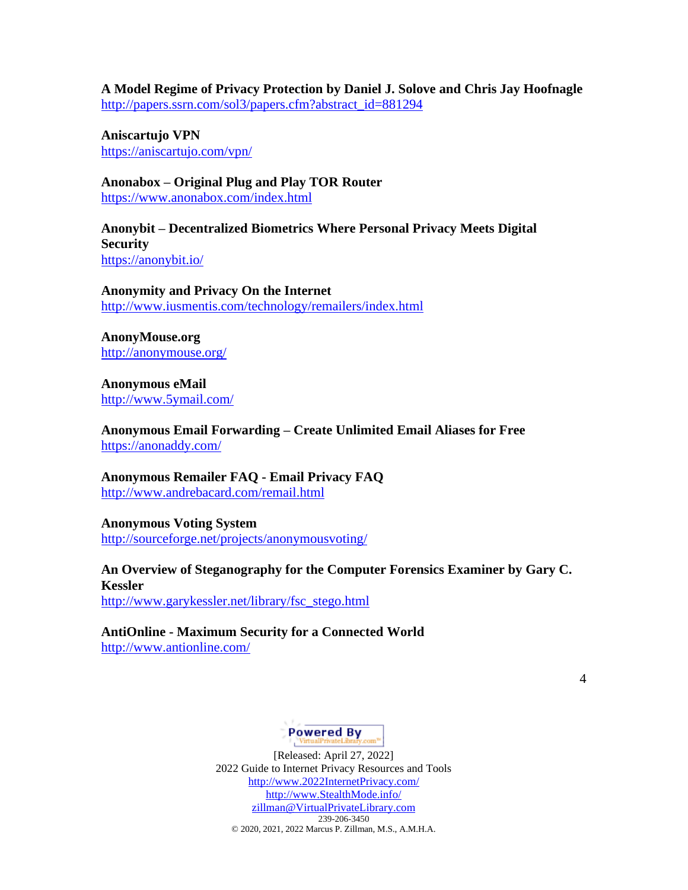**A Model Regime of Privacy Protection by Daniel J. Solove and Chris Jay Hoofnagle**
http://papers.ssrn.com/sol3/papers.cfm?abstract_id=881294

**Aniscartujo VPN**
https://aniscartujo.com/vpn/

**Anonabox – Original Plug and Play TOR Router**
https://www.anonabox.com/index.html

**Anonybit – Decentralized Biometrics Where Personal Privacy Meets Digital Security**
https://anonybit.io/

**Anonymity and Privacy On the Internet**
http://www.iusmentis.com/technology/remailers/index.html

**AnonyMouse.org**
http://anonymouse.org/

**Anonymous eMail**
http://www.5ymail.com/

**Anonymous Email Forwarding – Create Unlimited Email Aliases for Free**
https://anonaddy.com/

**Anonymous Remailer FAQ - Email Privacy FAQ**
http://www.andrebacard.com/remail.html

**Anonymous Voting System**
http://sourceforge.net/projects/anonymousvoting/

**An Overview of Steganography for the Computer Forensics Examiner by Gary C. Kessler**
http://www.garykessler.net/library/fsc_stego.html

**AntiOnline - Maximum Security for a Connected World**
http://www.antionline.com/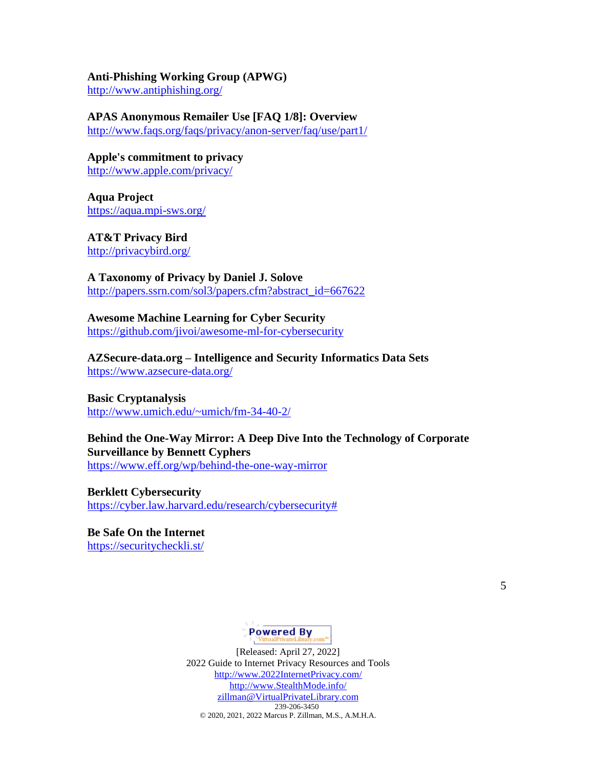**Anti-Phishing Working Group (APWG)**
http://www.antiphishing.org/

**APAS Anonymous Remailer Use [FAQ 1/8]: Overview**
http://www.faqs.org/faqs/privacy/anon-server/faq/use/part1/

**Apple's commitment to privacy**
http://www.apple.com/privacy/

**Aqua Project**
https://aqua.mpi-sws.org/

**AT&T Privacy Bird**
http://privacybird.org/

**A Taxonomy of Privacy by Daniel J. Solove**
http://papers.ssrn.com/sol3/papers.cfm?abstract_id=667622

**Awesome Machine Learning for Cyber Security**
https://github.com/jivoi/awesome-ml-for-cybersecurity

**AZSecure-data.org – Intelligence and Security Informatics Data Sets**
https://www.azsecure-data.org/

**Basic Cryptanalysis**
http://www.umich.edu/~umich/fm-34-40-2/

**Behind the One-Way Mirror: A Deep Dive Into the Technology of Corporate Surveillance by Bennett Cyphers**
https://www.eff.org/wp/behind-the-one-way-mirror

**Berklett Cybersecurity**
https://cyber.law.harvard.edu/research/cybersecurity#

**Be Safe On the Internet**
https://securitycheckli.st/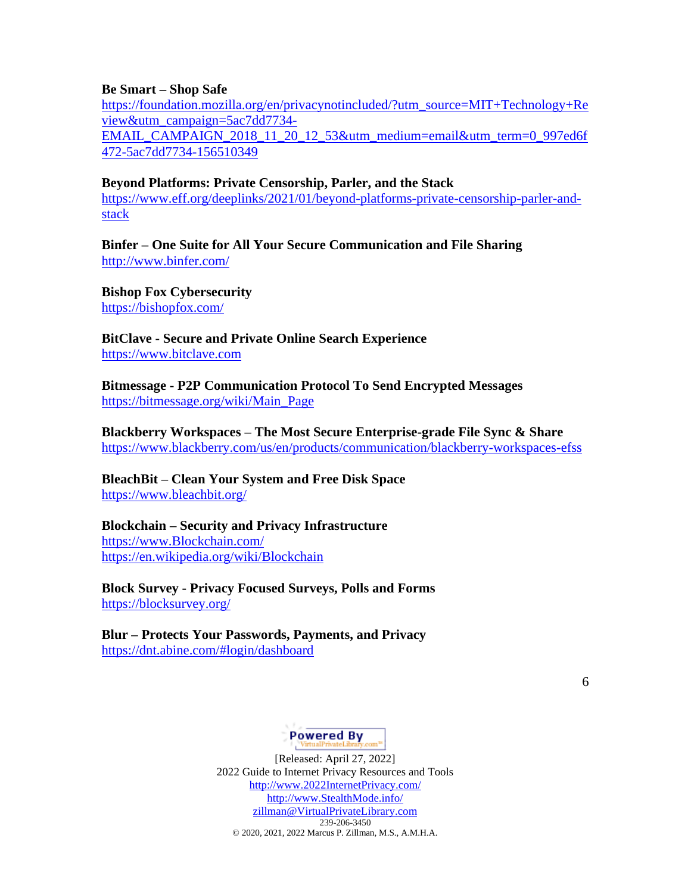**Be Smart – Shop Safe**
https://foundation.mozilla.org/en/privacynotincluded/?utm_source=MIT+Technology+Review&utm_campaign=5ac7dd7734-EMAIL_CAMPAIGN_2018_11_20_12_53&utm_medium=email&utm_term=0_997ed6f472-5ac7dd7734-156510349

**Beyond Platforms: Private Censorship, Parler, and the Stack**
https://www.eff.org/deeplinks/2021/01/beyond-platforms-private-censorship-parler-and-stack

**Binfer – One Suite for All Your Secure Communication and File Sharing**
http://www.binfer.com/

**Bishop Fox Cybersecurity**
https://bishopfox.com/

**BitClave - Secure and Private Online Search Experience**
https://www.bitclave.com

**Bitmessage - P2P Communication Protocol To Send Encrypted Messages**
https://bitmessage.org/wiki/Main_Page

**Blackberry Workspaces – The Most Secure Enterprise-grade File Sync & Share**
https://www.blackberry.com/us/en/products/communication/blackberry-workspaces-efss

**BleachBit – Clean Your System and Free Disk Space**
https://www.bleachbit.org/

**Blockchain – Security and Privacy Infrastructure**
https://www.Blockchain.com/
https://en.wikipedia.org/wiki/Blockchain

**Block Survey - Privacy Focused Surveys, Polls and Forms**
https://blocksurvey.org/

**Blur – Protects Your Passwords, Payments, and Privacy**
https://dnt.abine.com/#login/dashboard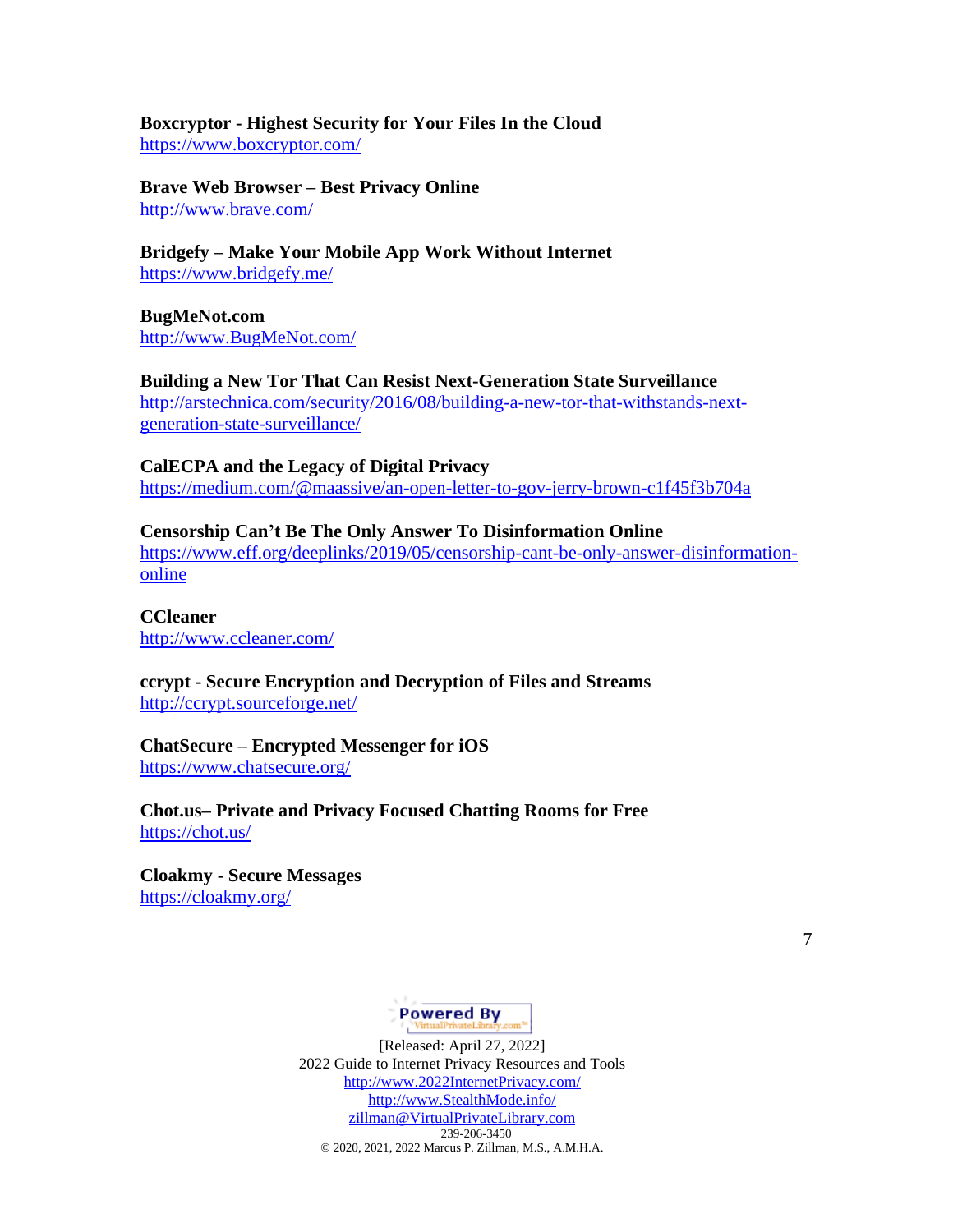**Boxcryptor - Highest Security for Your Files In the Cloud**
https://www.boxcryptor.com/

**Brave Web Browser – Best Privacy Online**
http://www.brave.com/

**Bridgefy – Make Your Mobile App Work Without Internet**
https://www.bridgefy.me/

**BugMeNot.com**
http://www.BugMeNot.com/

**Building a New Tor That Can Resist Next-Generation State Surveillance**
http://arstechnica.com/security/2016/08/building-a-new-tor-that-withstands-next-generation-state-surveillance/

**CalECPA and the Legacy of Digital Privacy**
https://medium.com/@maassive/an-open-letter-to-gov-jerry-brown-c1f45f3b704a

**Censorship Can't Be The Only Answer To Disinformation Online**
https://www.eff.org/deeplinks/2019/05/censorship-cant-be-only-answer-disinformation-online

**CCleaner**
http://www.ccleaner.com/

**ccrypt - Secure Encryption and Decryption of Files and Streams**
http://ccrypt.sourceforge.net/

**ChatSecure – Encrypted Messenger for iOS**
https://www.chatsecure.org/

**Chot.us– Private and Privacy Focused Chatting Rooms for Free**
https://chot.us/

**Cloakmy - Secure Messages**
https://cloakmy.org/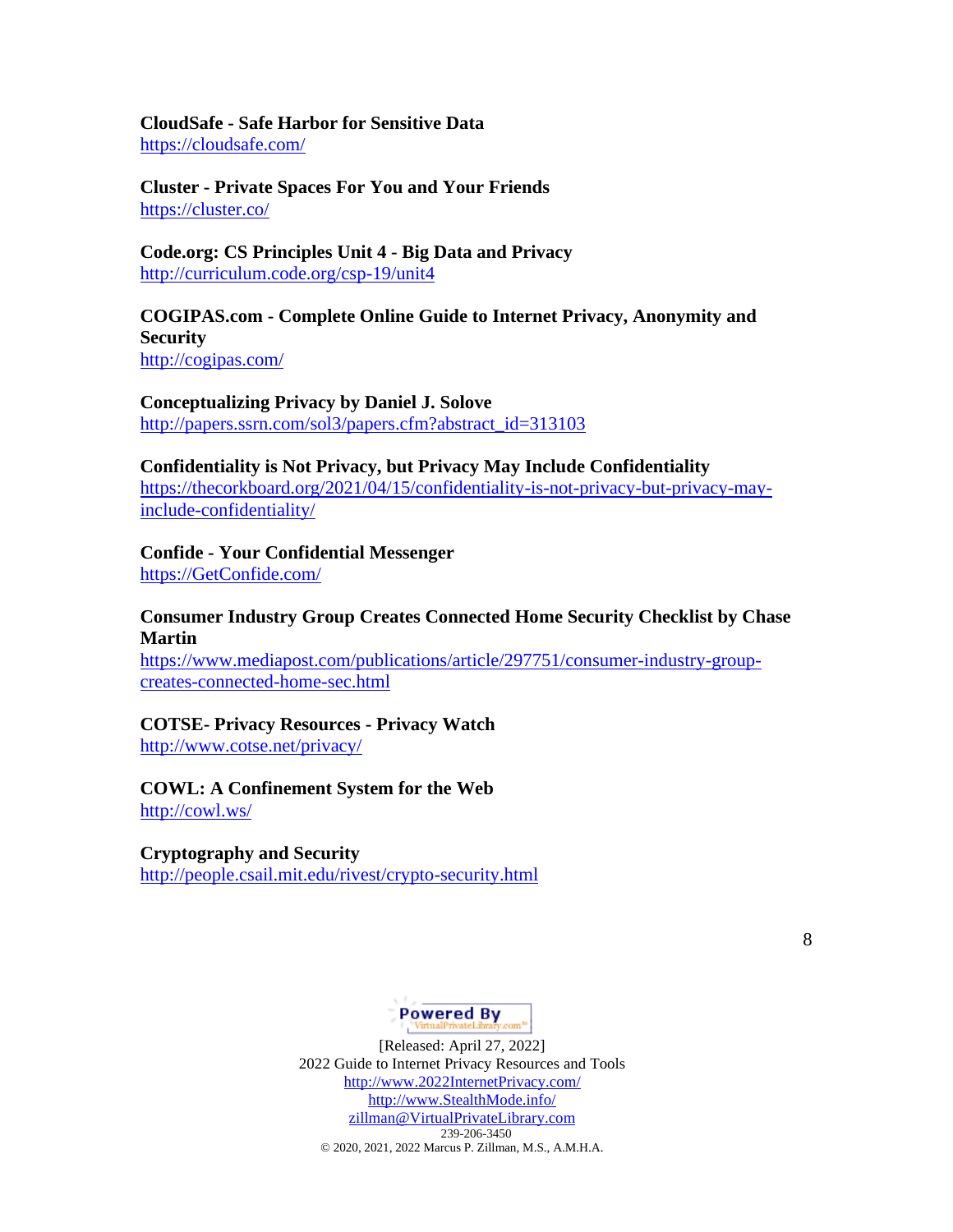**CloudSafe - Safe Harbor for Sensitive Data**
https://cloudsafe.com/

**Cluster - Private Spaces For You and Your Friends**
https://cluster.co/

**Code.org: CS Principles Unit 4 - Big Data and Privacy**
http://curriculum.code.org/csp-19/unit4

**COGIPAS.com - Complete Online Guide to Internet Privacy, Anonymity and Security**
http://cogipas.com/

**Conceptualizing Privacy by Daniel J. Solove**
http://papers.ssrn.com/sol3/papers.cfm?abstract_id=313103

**Confidentiality is Not Privacy, but Privacy May Include Confidentiality**
https://thecorkboard.org/2021/04/15/confidentiality-is-not-privacy-but-privacy-may-include-confidentiality/

**Confide - Your Confidential Messenger**
https://GetConfide.com/

**Consumer Industry Group Creates Connected Home Security Checklist by Chase Martin**
https://www.mediapost.com/publications/article/297751/consumer-industry-group-creates-connected-home-sec.html

**COTSE- Privacy Resources - Privacy Watch**
http://www.cotse.net/privacy/

**COWL: A Confinement System for the Web**
http://cowl.ws/

**Cryptography and Security**
http://people.csail.mit.edu/rivest/crypto-security.html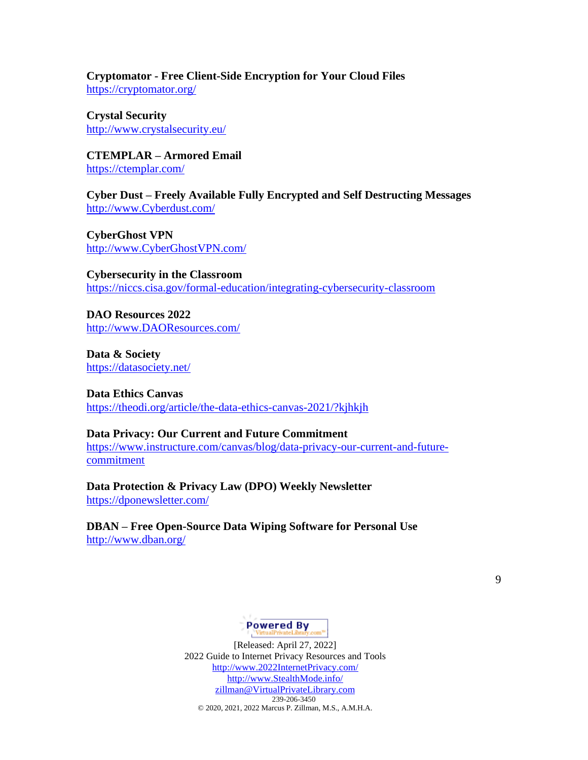**Cryptomator - Free Client-Side Encryption for Your Cloud Files**
https://cryptomator.org/

**Crystal Security**
http://www.crystalsecurity.eu/

**CTEMPLAR – Armored Email**
https://ctemplar.com/

**Cyber Dust – Freely Available Fully Encrypted and Self Destructing Messages**
http://www.Cyberdust.com/

**CyberGhost VPN**
http://www.CyberGhostVPN.com/

**Cybersecurity in the Classroom**
https://niccs.cisa.gov/formal-education/integrating-cybersecurity-classroom

**DAO Resources 2022**
http://www.DAOResources.com/

**Data & Society**
https://datasociety.net/

**Data Ethics Canvas**
https://theodi.org/article/the-data-ethics-canvas-2021/?kjhkjh

**Data Privacy: Our Current and Future Commitment**
https://www.instructure.com/canvas/blog/data-privacy-our-current-and-future-commitment

**Data Protection & Privacy Law (DPO) Weekly Newsletter**
https://dponewsletter.com/

**DBAN – Free Open-Source Data Wiping Software for Personal Use**
http://www.dban.org/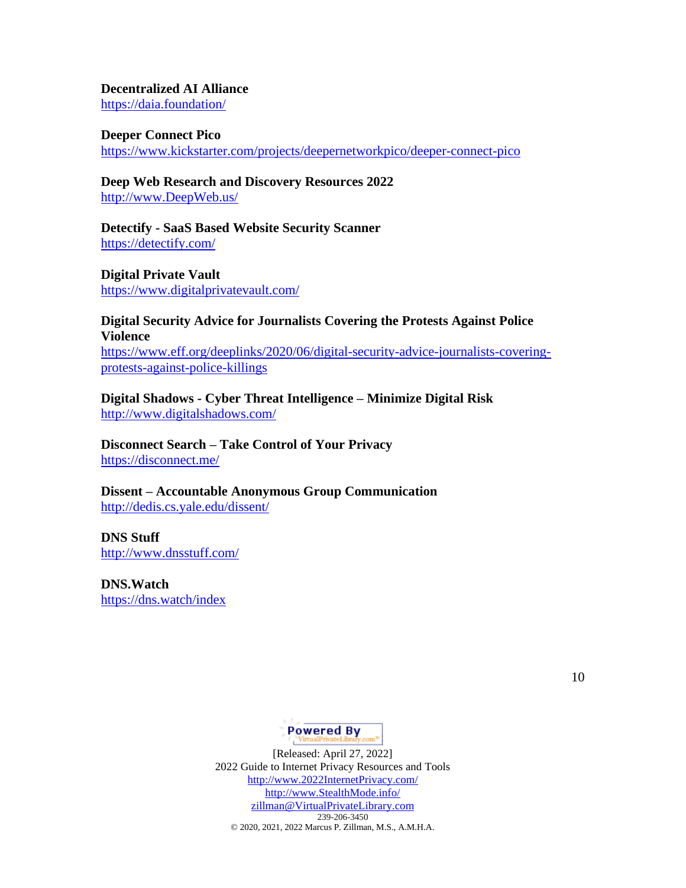**Decentralized AI Alliance**
https://daia.foundation/

**Deeper Connect Pico**
https://www.kickstarter.com/projects/deepernetworkpico/deeper-connect-pico

**Deep Web Research and Discovery Resources 2022**
http://www.DeepWeb.us/

**Detectify - SaaS Based Website Security Scanner**
https://detectify.com/

**Digital Private Vault**
https://www.digitalprivatevault.com/

**Digital Security Advice for Journalists Covering the Protests Against Police Violence**
https://www.eff.org/deeplinks/2020/06/digital-security-advice-journalists-covering-protests-against-police-killings

**Digital Shadows - Cyber Threat Intelligence – Minimize Digital Risk**
http://www.digitalshadows.com/

**Disconnect Search – Take Control of Your Privacy**
https://disconnect.me/

**Dissent – Accountable Anonymous Group Communication**
http://dedis.cs.yale.edu/dissent/

**DNS Stuff**
http://www.dnsstuff.com/

**DNS.Watch**
https://dns.watch/index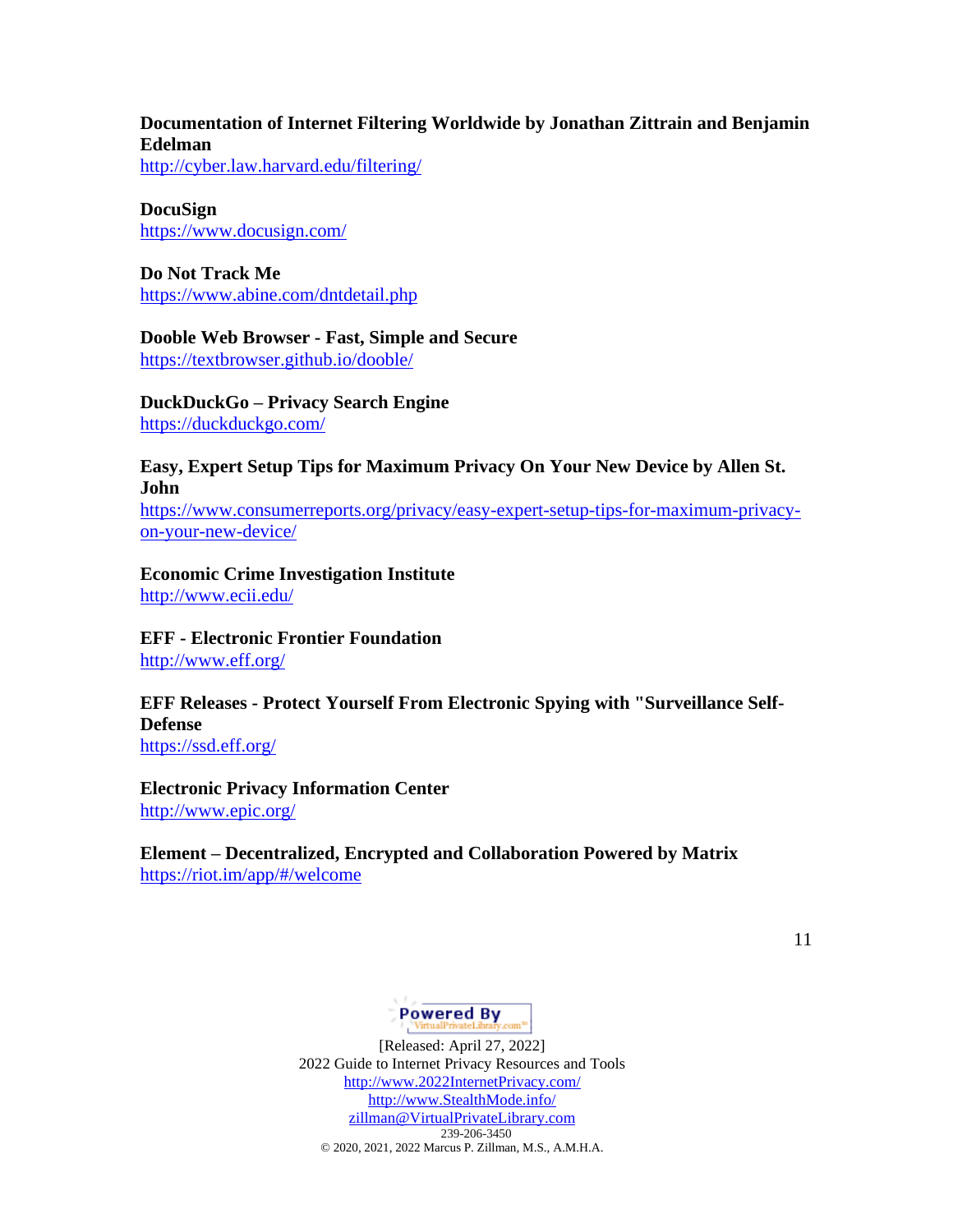**Documentation of Internet Filtering Worldwide by Jonathan Zittrain and Benjamin Edelman**
http://cyber.law.harvard.edu/filtering/

**DocuSign**
https://www.docusign.com/

**Do Not Track Me**
https://www.abine.com/dntdetail.php

**Dooble Web Browser - Fast, Simple and Secure**
https://textbrowser.github.io/dooble/

**DuckDuckGo – Privacy Search Engine**
https://duckduckgo.com/

**Easy, Expert Setup Tips for Maximum Privacy On Your New Device by Allen St. John**
https://www.consumerreports.org/privacy/easy-expert-setup-tips-for-maximum-privacy-on-your-new-device/

**Economic Crime Investigation Institute**
http://www.ecii.edu/

**EFF - Electronic Frontier Foundation**
http://www.eff.org/

**EFF Releases - Protect Yourself From Electronic Spying with "Surveillance Self-Defense**
https://ssd.eff.org/

**Electronic Privacy Information Center**
http://www.epic.org/

**Element – Decentralized, Encrypted and Collaboration Powered by Matrix**
https://riot.im/app/#/welcome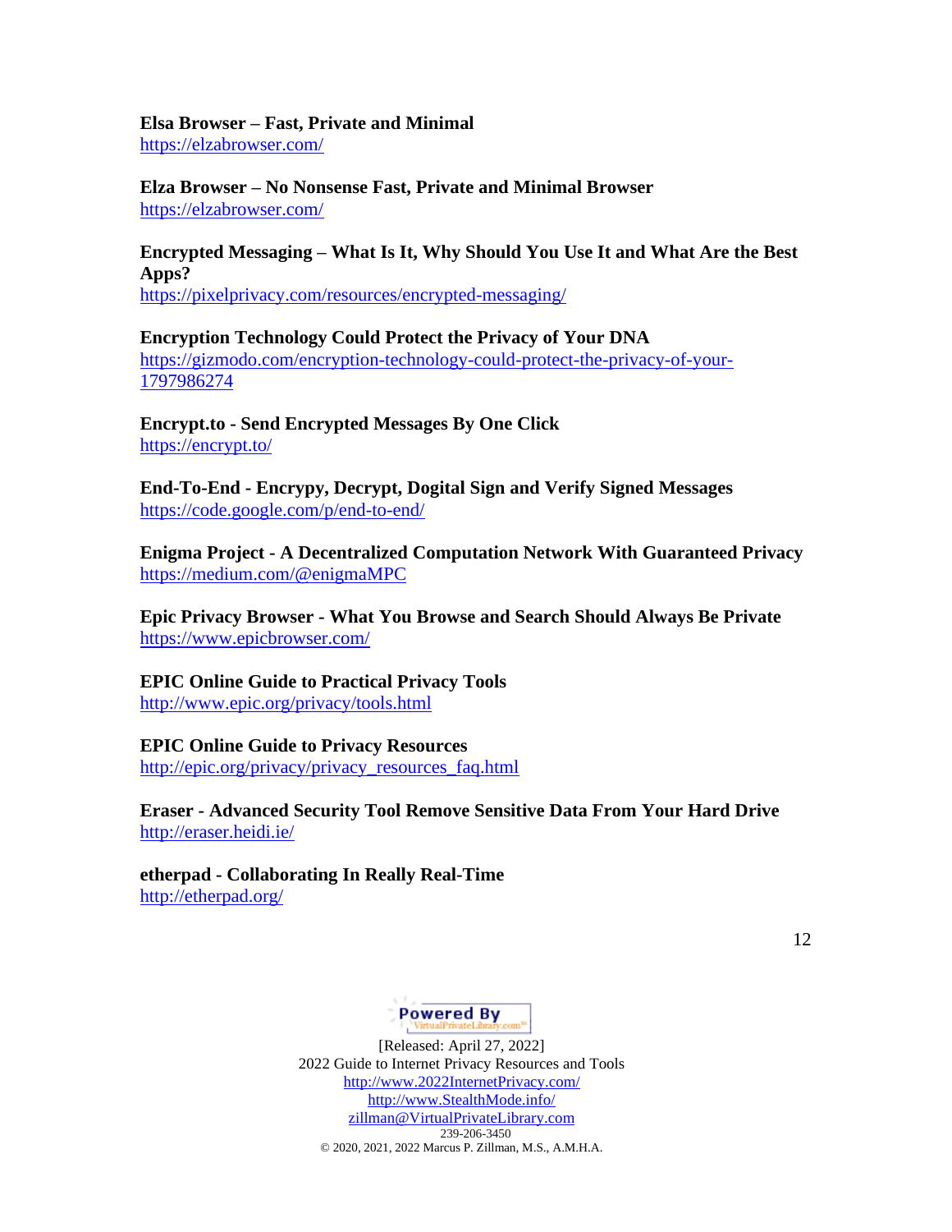**Elsa Browser – Fast, Private and Minimal**
https://elzabrowser.com/

**Elza Browser – No Nonsense Fast, Private and Minimal Browser**
https://elzabrowser.com/

**Encrypted Messaging – What Is It, Why Should You Use It and What Are the Best Apps?**
https://pixelprivacy.com/resources/encrypted-messaging/

**Encryption Technology Could Protect the Privacy of Your DNA**
https://gizmodo.com/encryption-technology-could-protect-the-privacy-of-your-1797986274

**Encrypt.to - Send Encrypted Messages By One Click**
https://encrypt.to/

**End-To-End - Encrypy, Decrypt, Dogital Sign and Verify Signed Messages**
https://code.google.com/p/end-to-end/

**Enigma Project - A Decentralized Computation Network With Guaranteed Privacy**
https://medium.com/@enigmaMPC

**Epic Privacy Browser - What You Browse and Search Should Always Be Private**
https://www.epicbrowser.com/

**EPIC Online Guide to Practical Privacy Tools**
http://www.epic.org/privacy/tools.html

**EPIC Online Guide to Privacy Resources**
http://epic.org/privacy/privacy_resources_faq.html

**Eraser - Advanced Security Tool Remove Sensitive Data From Your Hard Drive**
http://eraser.heidi.ie/

**etherpad - Collaborating In Really Real-Time**
http://etherpad.org/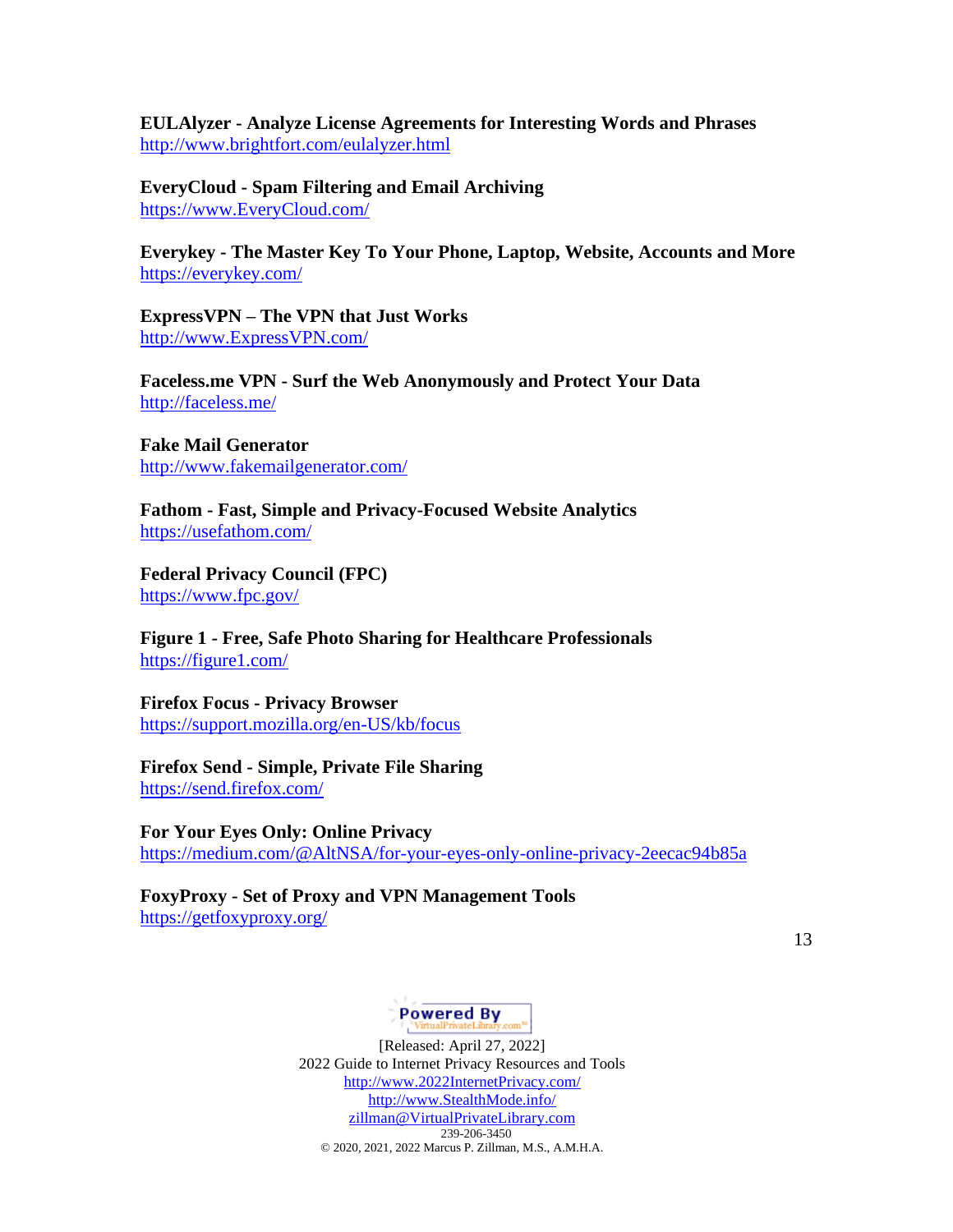**EULAlyzer - Analyze License Agreements for Interesting Words and Phrases**
http://www.brightfort.com/eulalyzer.html

**EveryCloud - Spam Filtering and Email Archiving**
https://www.EveryCloud.com/

**Everykey - The Master Key To Your Phone, Laptop, Website, Accounts and More**
https://everykey.com/

**ExpressVPN – The VPN that Just Works**
http://www.ExpressVPN.com/

**Faceless.me VPN - Surf the Web Anonymously and Protect Your Data**
http://faceless.me/

**Fake Mail Generator**
http://www.fakemailgenerator.com/

**Fathom - Fast, Simple and Privacy-Focused Website Analytics**
https://usefathom.com/

**Federal Privacy Council (FPC)**
https://www.fpc.gov/

**Figure 1 - Free, Safe Photo Sharing for Healthcare Professionals**
https://figure1.com/

**Firefox Focus - Privacy Browser**
https://support.mozilla.org/en-US/kb/focus

**Firefox Send - Simple, Private File Sharing**
https://send.firefox.com/

**For Your Eyes Only: Online Privacy**
https://medium.com/@AltNSA/for-your-eyes-only-online-privacy-2eecac94b85a

**FoxyProxy - Set of Proxy and VPN Management Tools**
https://getfoxyproxy.org/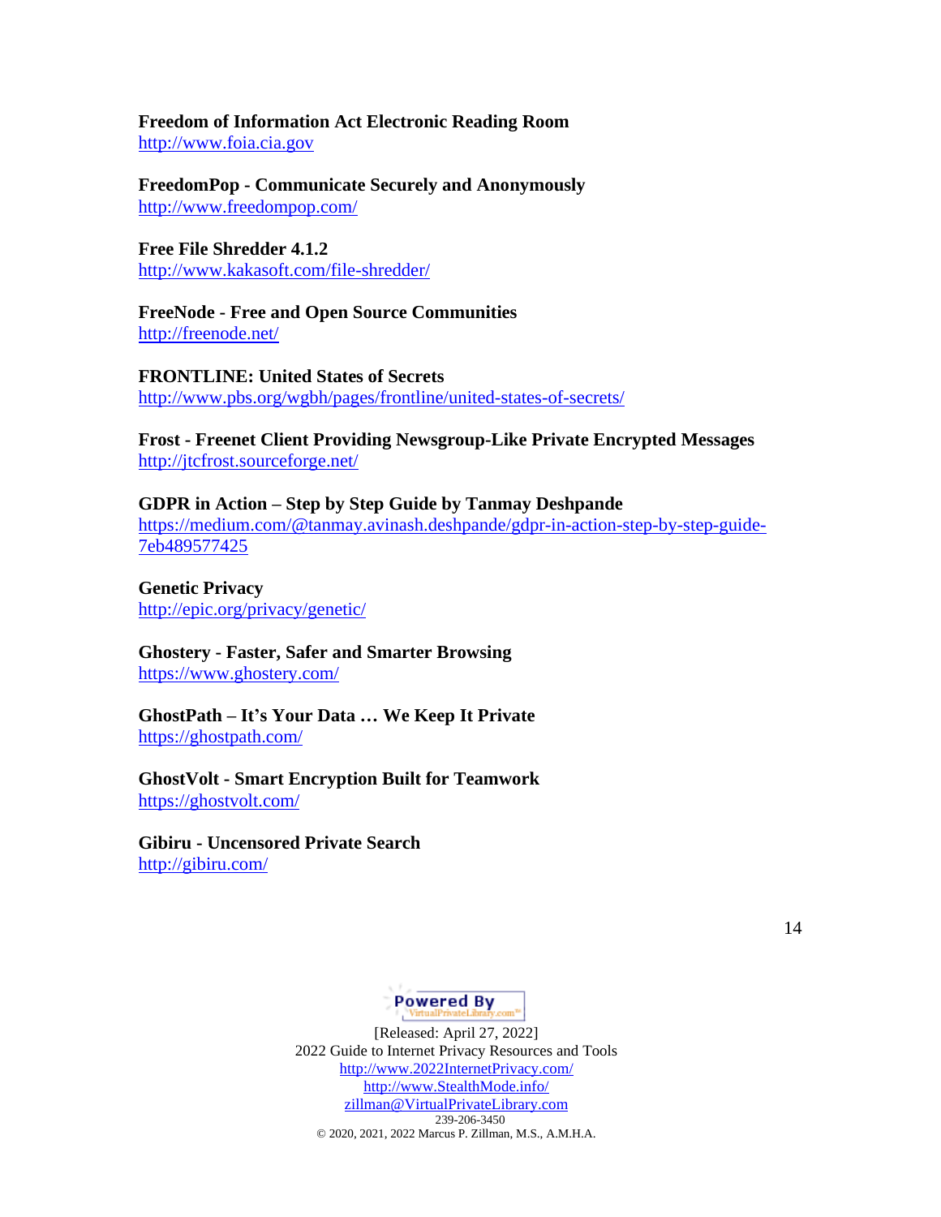**Freedom of Information Act Electronic Reading Room**
http://www.foia.cia.gov

**FreedomPop - Communicate Securely and Anonymously**
http://www.freedompop.com/

**Free File Shredder 4.1.2**
http://www.kakasoft.com/file-shredder/

**FreeNode - Free and Open Source Communities**
http://freenode.net/

**FRONTLINE: United States of Secrets**
http://www.pbs.org/wgbh/pages/frontline/united-states-of-secrets/

**Frost - Freenet Client Providing Newsgroup-Like Private Encrypted Messages**
http://jtcfrost.sourceforge.net/

**GDPR in Action – Step by Step Guide by Tanmay Deshpande**
https://medium.com/@tanmay.avinash.deshpande/gdpr-in-action-step-by-step-guide-7eb489577425

**Genetic Privacy**
http://epic.org/privacy/genetic/

**Ghostery - Faster, Safer and Smarter Browsing**
https://www.ghostery.com/

**GhostPath – It's Your Data … We Keep It Private**
https://ghostpath.com/

**GhostVolt - Smart Encryption Built for Teamwork**
https://ghostvolt.com/

**Gibiru - Uncensored Private Search**
http://gibiru.com/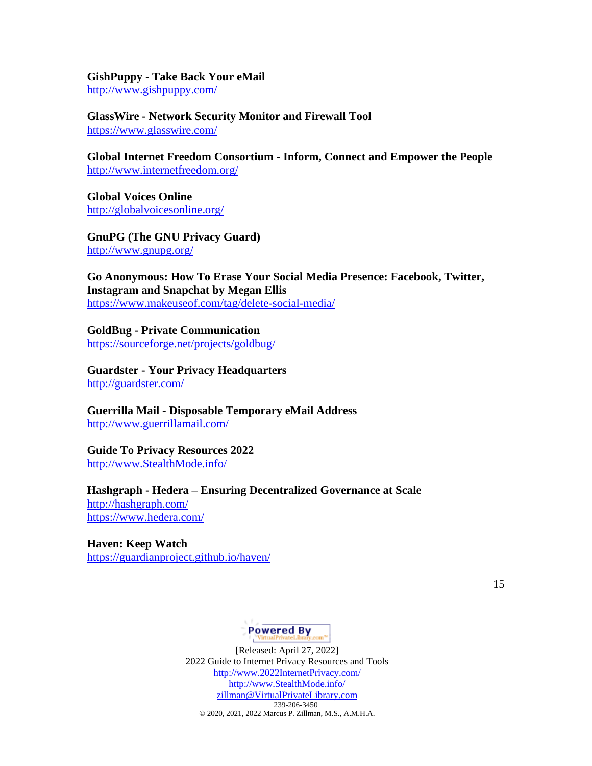**GishPuppy - Take Back Your eMail**
http://www.gishpuppy.com/

**GlassWire - Network Security Monitor and Firewall Tool**
https://www.glasswire.com/

**Global Internet Freedom Consortium - Inform, Connect and Empower the People**
http://www.internetfreedom.org/

**Global Voices Online**
http://globalvoicesonline.org/

**GnuPG (The GNU Privacy Guard)**
http://www.gnupg.org/

**Go Anonymous: How To Erase Your Social Media Presence: Facebook, Twitter, Instagram and Snapchat by Megan Ellis**
https://www.makeuseof.com/tag/delete-social-media/

**GoldBug - Private Communication**
https://sourceforge.net/projects/goldbug/

**Guardster - Your Privacy Headquarters**
http://guardster.com/

**Guerrilla Mail - Disposable Temporary eMail Address**
http://www.guerrillamail.com/

**Guide To Privacy Resources 2022**
http://www.StealthMode.info/

**Hashgraph - Hedera – Ensuring Decentralized Governance at Scale**
http://hashgraph.com/
https://www.hedera.com/

**Haven: Keep Watch**
https://guardianproject.github.io/haven/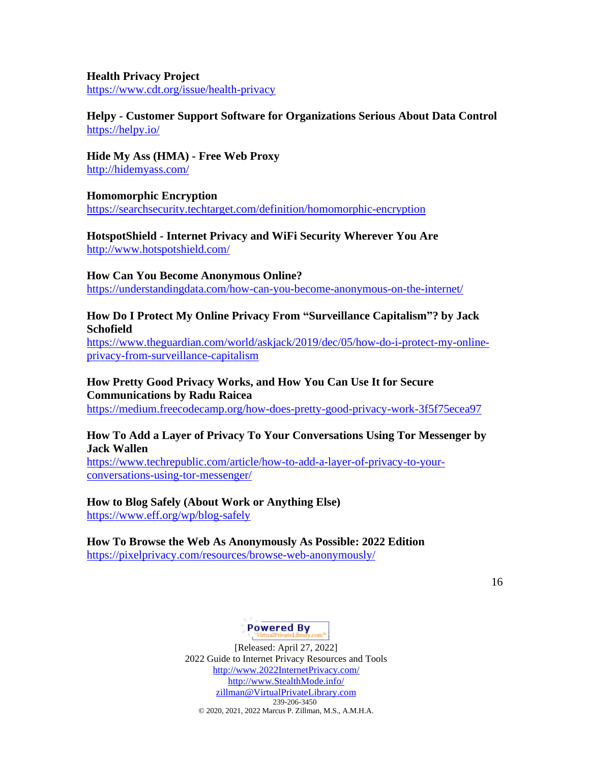**Health Privacy Project**
https://www.cdt.org/issue/health-privacy

**Helpy - Customer Support Software for Organizations Serious About Data Control**
https://helpy.io/

**Hide My Ass (HMA) - Free Web Proxy**
http://hidemyass.com/

**Homomorphic Encryption**
https://searchsecurity.techtarget.com/definition/homomorphic-encryption

**HotspotShield - Internet Privacy and WiFi Security Wherever You Are**
http://www.hotspotshield.com/

**How Can You Become Anonymous Online?**
https://understandingdata.com/how-can-you-become-anonymous-on-the-internet/

**How Do I Protect My Online Privacy From "Surveillance Capitalism"? by Jack Schofield**
https://www.theguardian.com/world/askjack/2019/dec/05/how-do-i-protect-my-online-privacy-from-surveillance-capitalism

**How Pretty Good Privacy Works, and How You Can Use It for Secure Communications by Radu Raicea**
https://medium.freecodecamp.org/how-does-pretty-good-privacy-work-3f5f75ecea97

**How To Add a Layer of Privacy To Your Conversations Using Tor Messenger by Jack Wallen**
https://www.techrepublic.com/article/how-to-add-a-layer-of-privacy-to-your-conversations-using-tor-messenger/

**How to Blog Safely (About Work or Anything Else)**
https://www.eff.org/wp/blog-safely

**How To Browse the Web As Anonymously As Possible: 2022 Edition**
https://pixelprivacy.com/resources/browse-web-anonymously/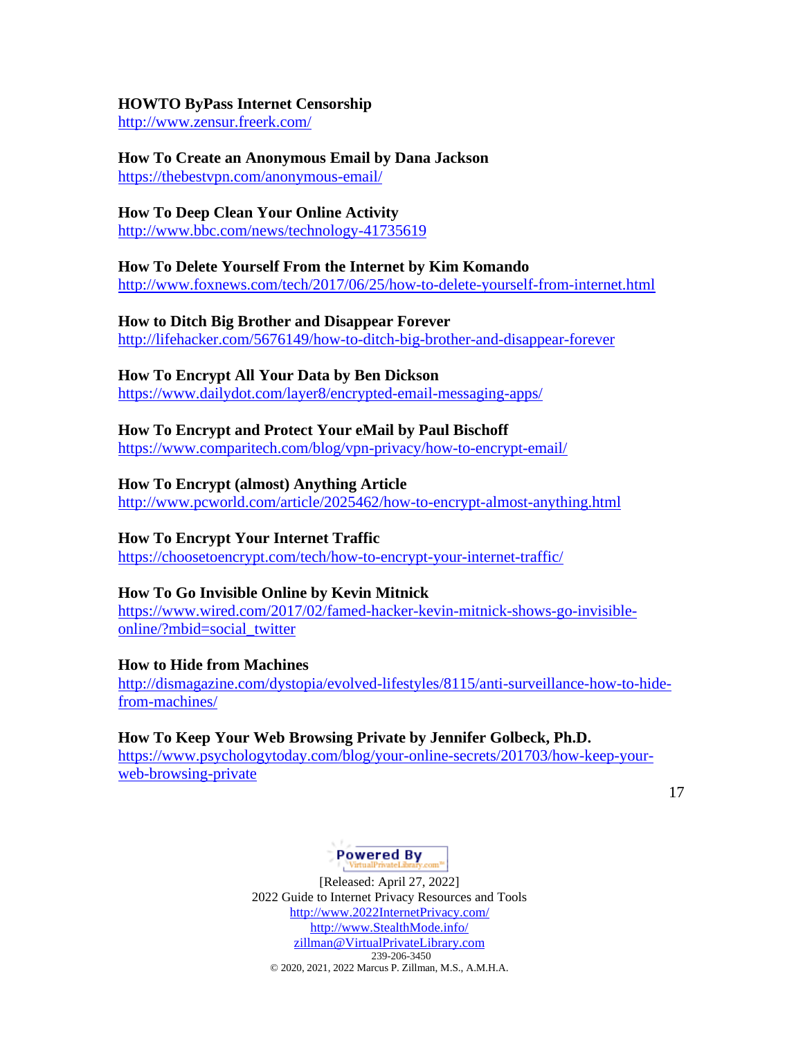**HOWTO ByPass Internet Censorship**
http://www.zensur.freerk.com/

**How To Create an Anonymous Email by Dana Jackson**
https://thebestvpn.com/anonymous-email/

**How To Deep Clean Your Online Activity**
http://www.bbc.com/news/technology-41735619

**How To Delete Yourself From the Internet by Kim Komando**
http://www.foxnews.com/tech/2017/06/25/how-to-delete-yourself-from-internet.html

**How to Ditch Big Brother and Disappear Forever**
http://lifehacker.com/5676149/how-to-ditch-big-brother-and-disappear-forever

**How To Encrypt All Your Data by Ben Dickson**
https://www.dailydot.com/layer8/encrypted-email-messaging-apps/

**How To Encrypt and Protect Your eMail by Paul Bischoff**
https://www.comparitech.com/blog/vpn-privacy/how-to-encrypt-email/

**How To Encrypt (almost) Anything Article**
http://www.pcworld.com/article/2025462/how-to-encrypt-almost-anything.html

**How To Encrypt Your Internet Traffic**
https://choosetoencrypt.com/tech/how-to-encrypt-your-internet-traffic/

**How To Go Invisible Online by Kevin Mitnick**
https://www.wired.com/2017/02/famed-hacker-kevin-mitnick-shows-go-invisible-online/?mbid=social_twitter

**How to Hide from Machines**
http://dismagazine.com/dystopia/evolved-lifestyles/8115/anti-surveillance-how-to-hide-from-machines/

**How To Keep Your Web Browsing Private by Jennifer Golbeck, Ph.D.**
https://www.psychologytoday.com/blog/your-online-secrets/201703/how-keep-your-web-browsing-private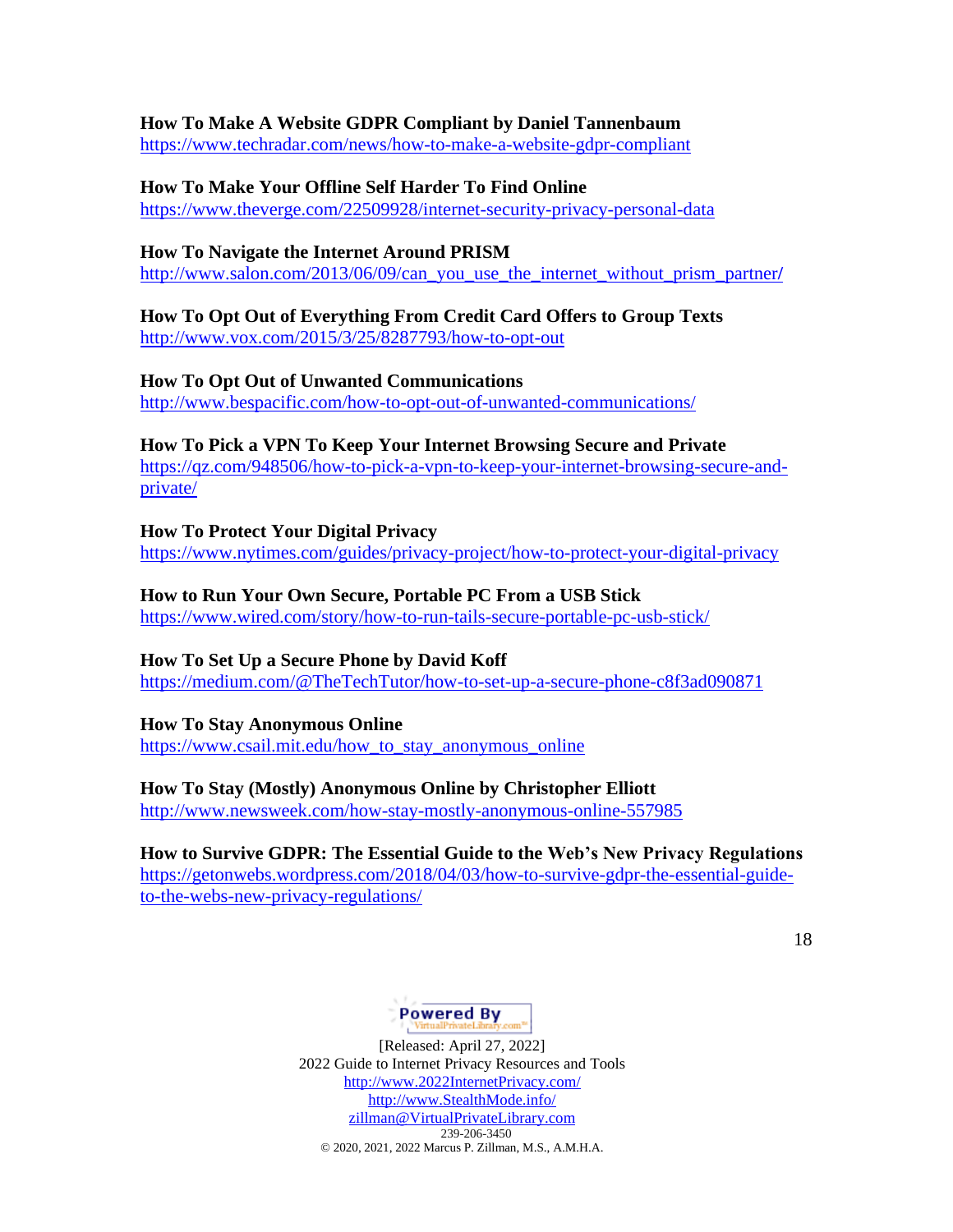**How To Make A Website GDPR Compliant by Daniel Tannenbaum**
https://www.techradar.com/news/how-to-make-a-website-gdpr-compliant

**How To Make Your Offline Self Harder To Find Online**
https://www.theverge.com/22509928/internet-security-privacy-personal-data

**How To Navigate the Internet Around PRISM**
http://www.salon.com/2013/06/09/can_you_use_the_internet_without_prism_partner/

**How To Opt Out of Everything From Credit Card Offers to Group Texts**
http://www.vox.com/2015/3/25/8287793/how-to-opt-out

**How To Opt Out of Unwanted Communications**
http://www.bespacific.com/how-to-opt-out-of-unwanted-communications/

**How To Pick a VPN To Keep Your Internet Browsing Secure and Private**
https://qz.com/948506/how-to-pick-a-vpn-to-keep-your-internet-browsing-secure-and-private/

**How To Protect Your Digital Privacy**
https://www.nytimes.com/guides/privacy-project/how-to-protect-your-digital-privacy

**How to Run Your Own Secure, Portable PC From a USB Stick**
https://www.wired.com/story/how-to-run-tails-secure-portable-pc-usb-stick/

**How To Set Up a Secure Phone by David Koff**
https://medium.com/@TheTechTutor/how-to-set-up-a-secure-phone-c8f3ad090871

**How To Stay Anonymous Online**
https://www.csail.mit.edu/how_to_stay_anonymous_online

**How To Stay (Mostly) Anonymous Online by Christopher Elliott**
http://www.newsweek.com/how-stay-mostly-anonymous-online-557985

**How to Survive GDPR: The Essential Guide to the Web's New Privacy Regulations**
https://getonwebs.wordpress.com/2018/04/03/how-to-survive-gdpr-the-essential-guide-to-the-webs-new-privacy-regulations/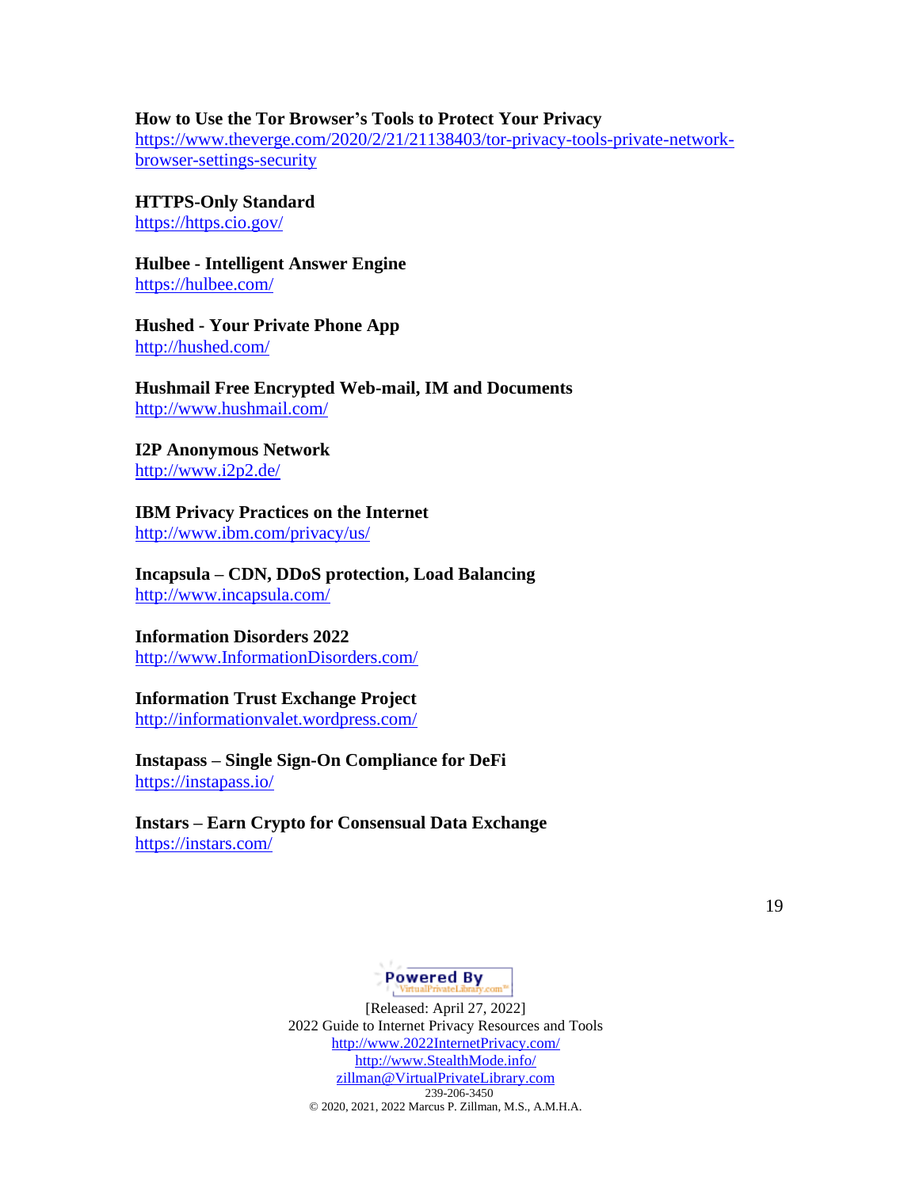**How to Use the Tor Browser's Tools to Protect Your Privacy**
https://www.theverge.com/2020/2/21/21138403/tor-privacy-tools-private-network-browser-settings-security

**HTTPS-Only Standard**
https://https.cio.gov/

**Hulbee - Intelligent Answer Engine**
https://hulbee.com/

**Hushed - Your Private Phone App**
http://hushed.com/

**Hushmail Free Encrypted Web-mail, IM and Documents**
http://www.hushmail.com/

**I2P Anonymous Network**
http://www.i2p2.de/

**IBM Privacy Practices on the Internet**
http://www.ibm.com/privacy/us/

**Incapsula – CDN, DDoS protection, Load Balancing**
http://www.incapsula.com/

**Information Disorders 2022**
http://www.InformationDisorders.com/

**Information Trust Exchange Project**
http://informationvalet.wordpress.com/

**Instapass – Single Sign-On Compliance for DeFi**
https://instapass.io/

**Instars – Earn Crypto for Consensual Data Exchange**
https://instars.com/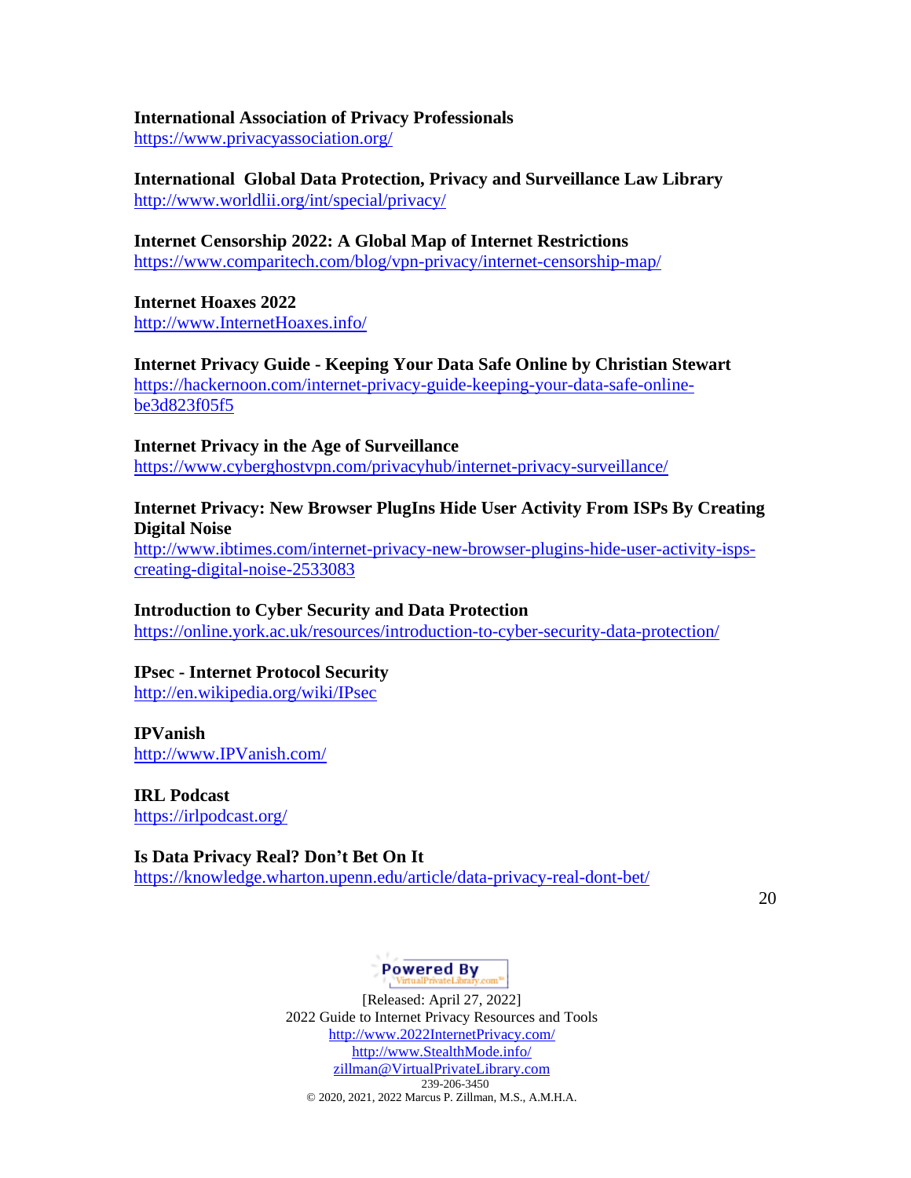**International Association of Privacy Professionals**
https://www.privacyassociation.org/

**International Global Data Protection, Privacy and Surveillance Law Library**
http://www.worldlii.org/int/special/privacy/

**Internet Censorship 2022: A Global Map of Internet Restrictions**
https://www.comparitech.com/blog/vpn-privacy/internet-censorship-map/

**Internet Hoaxes 2022**
http://www.InternetHoaxes.info/

**Internet Privacy Guide - Keeping Your Data Safe Online by Christian Stewart**
https://hackernoon.com/internet-privacy-guide-keeping-your-data-safe-online-be3d823f05f5

**Internet Privacy in the Age of Surveillance**
https://www.cyberghostvpn.com/privacyhub/internet-privacy-surveillance/

**Internet Privacy: New Browser PlugIns Hide User Activity From ISPs By Creating Digital Noise**
http://www.ibtimes.com/internet-privacy-new-browser-plugins-hide-user-activity-isps-creating-digital-noise-2533083

**Introduction to Cyber Security and Data Protection**
https://online.york.ac.uk/resources/introduction-to-cyber-security-data-protection/

**IPsec - Internet Protocol Security**
http://en.wikipedia.org/wiki/IPsec

**IPVanish**
http://www.IPVanish.com/

**IRL Podcast**
https://irlpodcast.org/

**Is Data Privacy Real? Don't Bet On It**
https://knowledge.wharton.upenn.edu/article/data-privacy-real-dont-bet/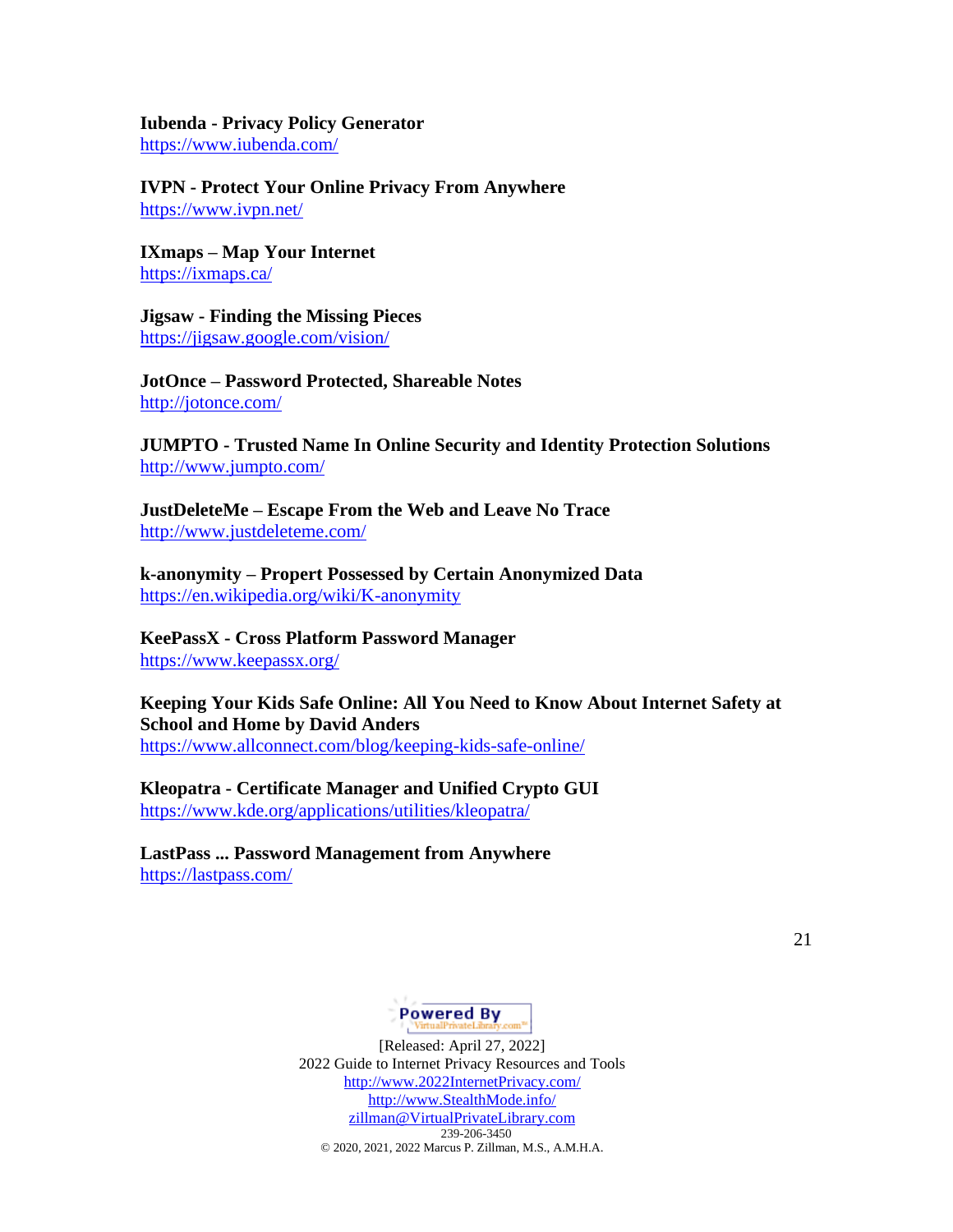**Iubenda - Privacy Policy Generator**
https://www.iubenda.com/

**IVPN - Protect Your Online Privacy From Anywhere**
https://www.ivpn.net/

**IXmaps – Map Your Internet**
https://ixmaps.ca/

**Jigsaw - Finding the Missing Pieces**
https://jigsaw.google.com/vision/

**JotOnce – Password Protected, Shareable Notes**
http://jotonce.com/

**JUMPTO - Trusted Name In Online Security and Identity Protection Solutions**
http://www.jumpto.com/

**JustDeleteMe – Escape From the Web and Leave No Trace**
http://www.justdeleteme.com/

**k-anonymity – Propert Possessed by Certain Anonymized Data**
https://en.wikipedia.org/wiki/K-anonymity

**KeePassX - Cross Platform Password Manager**
https://www.keepassx.org/

**Keeping Your Kids Safe Online: All You Need to Know About Internet Safety at School and Home by David Anders**
https://www.allconnect.com/blog/keeping-kids-safe-online/

**Kleopatra - Certificate Manager and Unified Crypto GUI**
https://www.kde.org/applications/utilities/kleopatra/

**LastPass ... Password Management from Anywhere**
https://lastpass.com/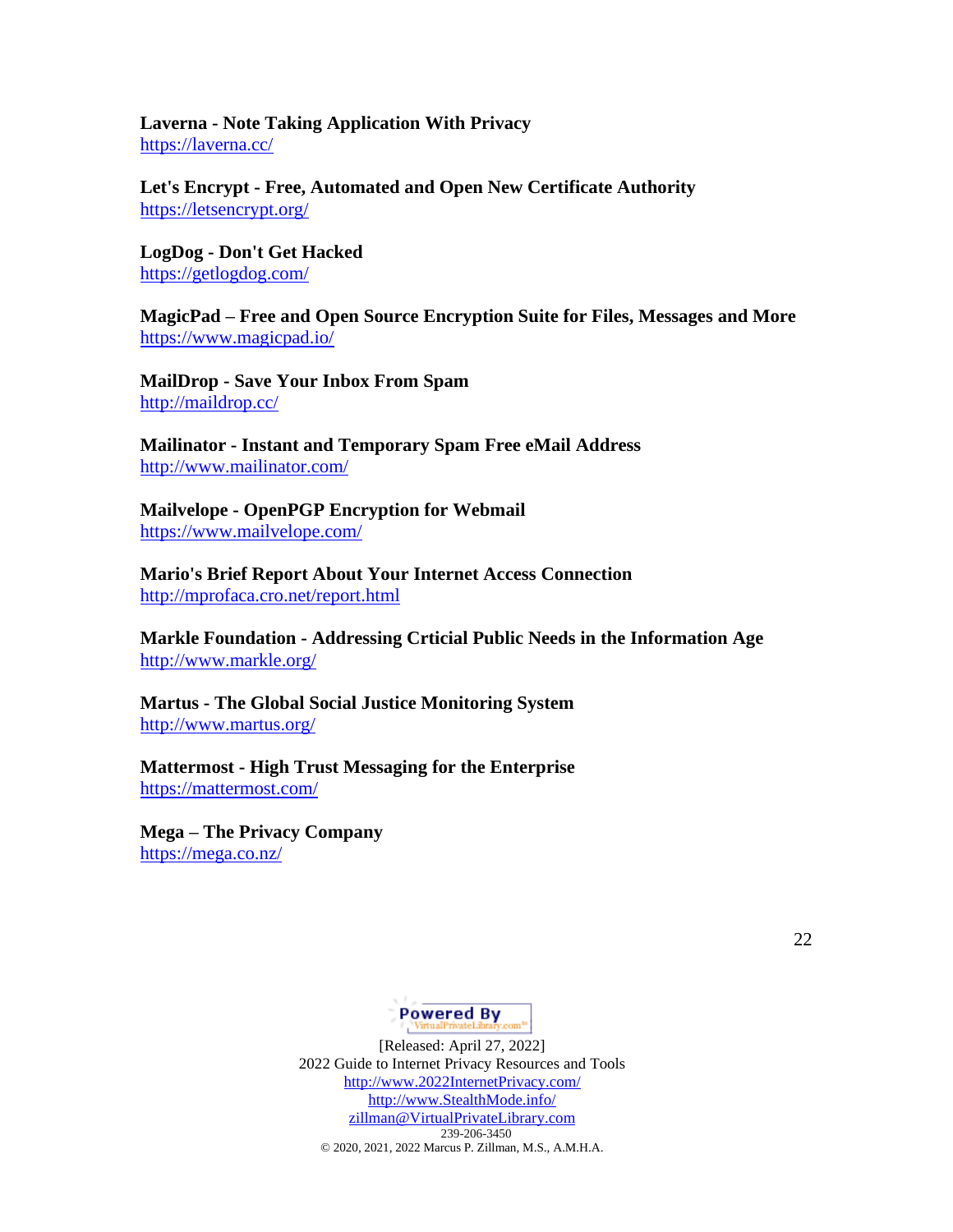**Laverna - Note Taking Application With Privacy**
https://laverna.cc/

**Let's Encrypt - Free, Automated and Open New Certificate Authority**
https://letsencrypt.org/

**LogDog - Don't Get Hacked**
https://getlogdog.com/

**MagicPad – Free and Open Source Encryption Suite for Files, Messages and More**
https://www.magicpad.io/

**MailDrop - Save Your Inbox From Spam**
http://maildrop.cc/

**Mailinator - Instant and Temporary Spam Free eMail Address**
http://www.mailinator.com/

**Mailvelope - OpenPGP Encryption for Webmail**
https://www.mailvelope.com/

**Mario's Brief Report About Your Internet Access Connection**
http://mprofaca.cro.net/report.html

**Markle Foundation - Addressing Crticial Public Needs in the Information Age**
http://www.markle.org/

**Martus - The Global Social Justice Monitoring System**
http://www.martus.org/

**Mattermost - High Trust Messaging for the Enterprise**
https://mattermost.com/

**Mega – The Privacy Company**
https://mega.co.nz/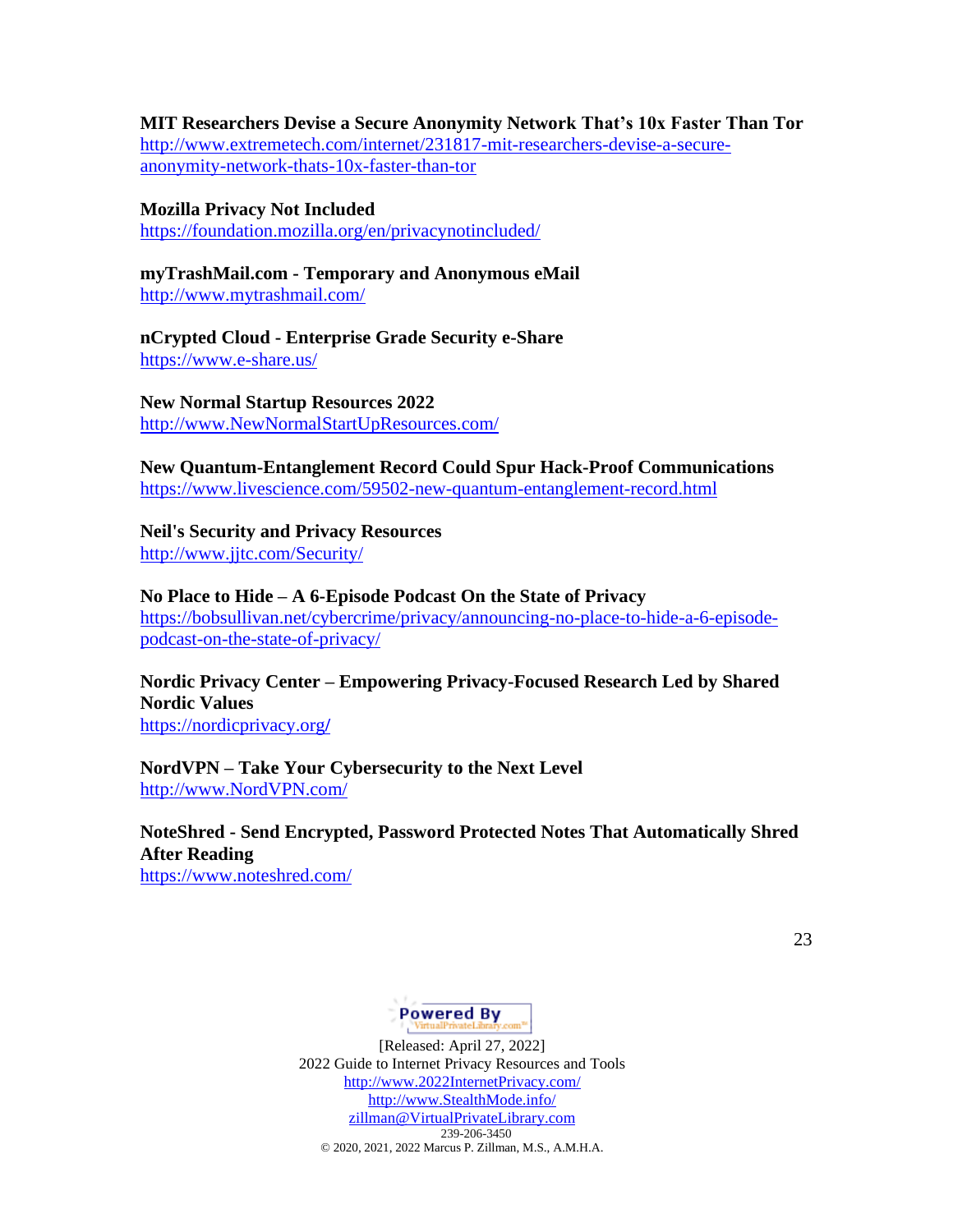**MIT Researchers Devise a Secure Anonymity Network That's 10x Faster Than Tor**
http://www.extremetech.com/internet/231817-mit-researchers-devise-a-secure-anonymity-network-thats-10x-faster-than-tor

**Mozilla Privacy Not Included**
https://foundation.mozilla.org/en/privacynotincluded/

**myTrashMail.com - Temporary and Anonymous eMail**
http://www.mytrashmail.com/

**nCrypted Cloud - Enterprise Grade Security e-Share**
https://www.e-share.us/

**New Normal Startup Resources 2022**
http://www.NewNormalStartUpResources.com/

**New Quantum-Entanglement Record Could Spur Hack-Proof Communications**
https://www.livescience.com/59502-new-quantum-entanglement-record.html

**Neil's Security and Privacy Resources**
http://www.jjtc.com/Security/

**No Place to Hide – A 6-Episode Podcast On the State of Privacy**
https://bobsullivan.net/cybercrime/privacy/announcing-no-place-to-hide-a-6-episode-podcast-on-the-state-of-privacy/

**Nordic Privacy Center – Empowering Privacy-Focused Research Led by Shared Nordic Values**
https://nordicprivacy.org/

**NordVPN – Take Your Cybersecurity to the Next Level**
http://www.NordVPN.com/

**NoteShred - Send Encrypted, Password Protected Notes That Automatically Shred After Reading**
https://www.noteshred.com/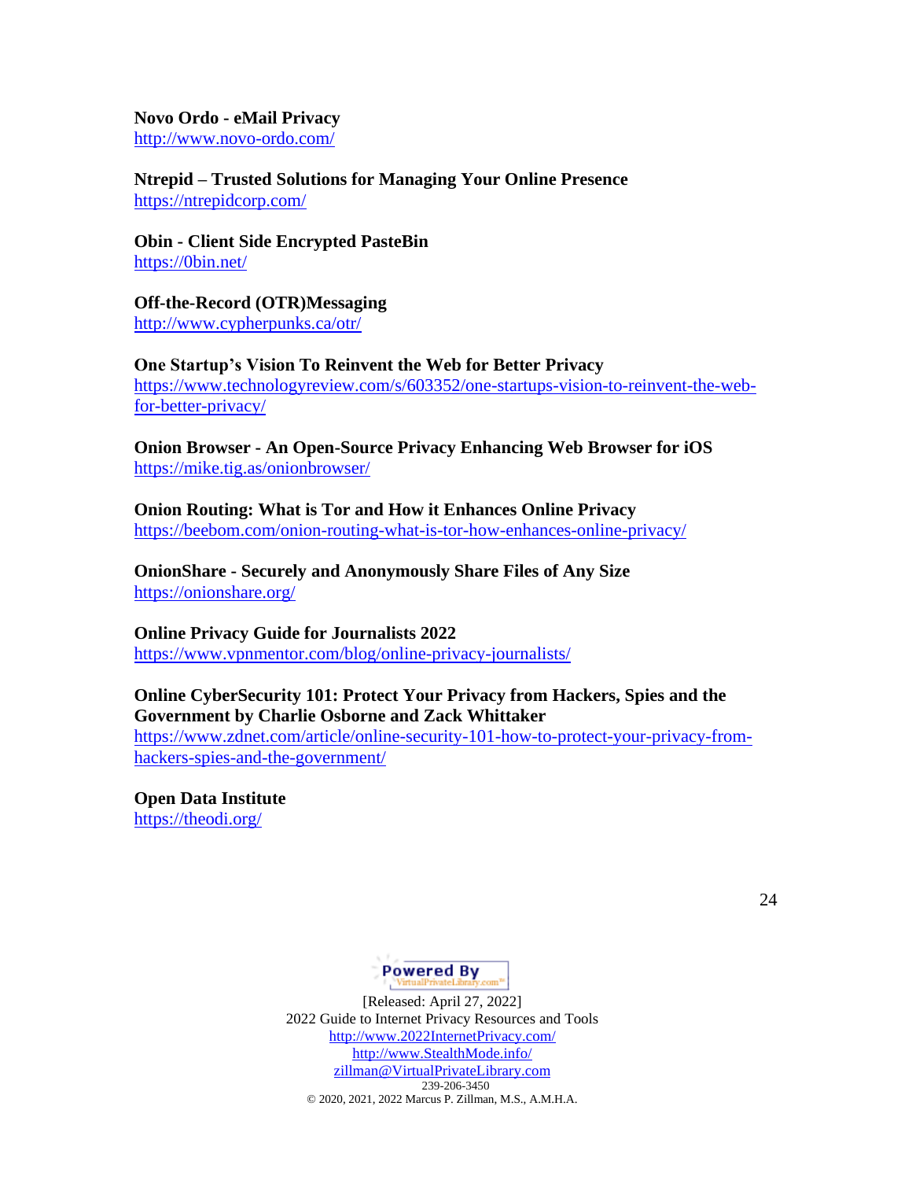**Novo Ordo - eMail Privacy**
http://www.novo-ordo.com/

**Ntrepid – Trusted Solutions for Managing Your Online Presence**
https://ntrepidcorp.com/

**Obin - Client Side Encrypted PasteBin**
https://0bin.net/

**Off-the-Record (OTR)Messaging**
http://www.cypherpunks.ca/otr/

**One Startup's Vision To Reinvent the Web for Better Privacy**
https://www.technologyreview.com/s/603352/one-startups-vision-to-reinvent-the-web-for-better-privacy/

**Onion Browser - An Open-Source Privacy Enhancing Web Browser for iOS**
https://mike.tig.as/onionbrowser/

**Onion Routing: What is Tor and How it Enhances Online Privacy**
https://beebom.com/onion-routing-what-is-tor-how-enhances-online-privacy/

**OnionShare - Securely and Anonymously Share Files of Any Size**
https://onionshare.org/

**Online Privacy Guide for Journalists 2022**
https://www.vpnmentor.com/blog/online-privacy-journalists/

**Online CyberSecurity 101: Protect Your Privacy from Hackers, Spies and the Government by Charlie Osborne and Zack Whittaker**
https://www.zdnet.com/article/online-security-101-how-to-protect-your-privacy-from-hackers-spies-and-the-government/

**Open Data Institute**
https://theodi.org/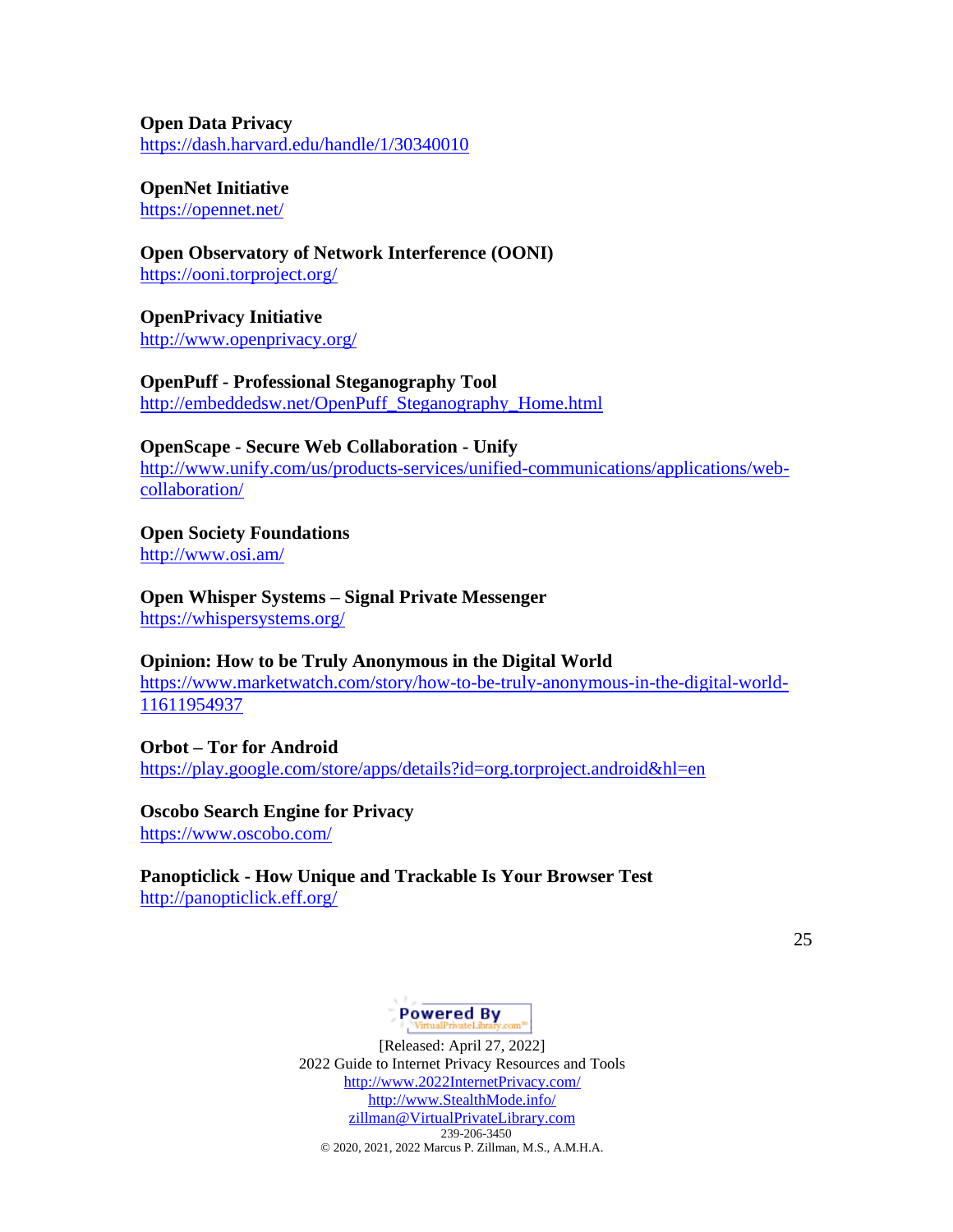**Open Data Privacy**
https://dash.harvard.edu/handle/1/30340010

**OpenNet Initiative**
https://opennet.net/

**Open Observatory of Network Interference (OONI)**
https://ooni.torproject.org/

**OpenPrivacy Initiative**
http://www.openprivacy.org/

**OpenPuff - Professional Steganography Tool**
http://embeddedsw.net/OpenPuff_Steganography_Home.html

**OpenScape - Secure Web Collaboration - Unify**
http://www.unify.com/us/products-services/unified-communications/applications/web-collaboration/

**Open Society Foundations**
http://www.osi.am/

**Open Whisper Systems – Signal Private Messenger**
https://whispersystems.org/

**Opinion: How to be Truly Anonymous in the Digital World**
https://www.marketwatch.com/story/how-to-be-truly-anonymous-in-the-digital-world-11611954937

**Orbot – Tor for Android**
https://play.google.com/store/apps/details?id=org.torproject.android&hl=en

**Oscobo Search Engine for Privacy**
https://www.oscobo.com/

**Panopticlick - How Unique and Trackable Is Your Browser Test**
http://panopticlick.eff.org/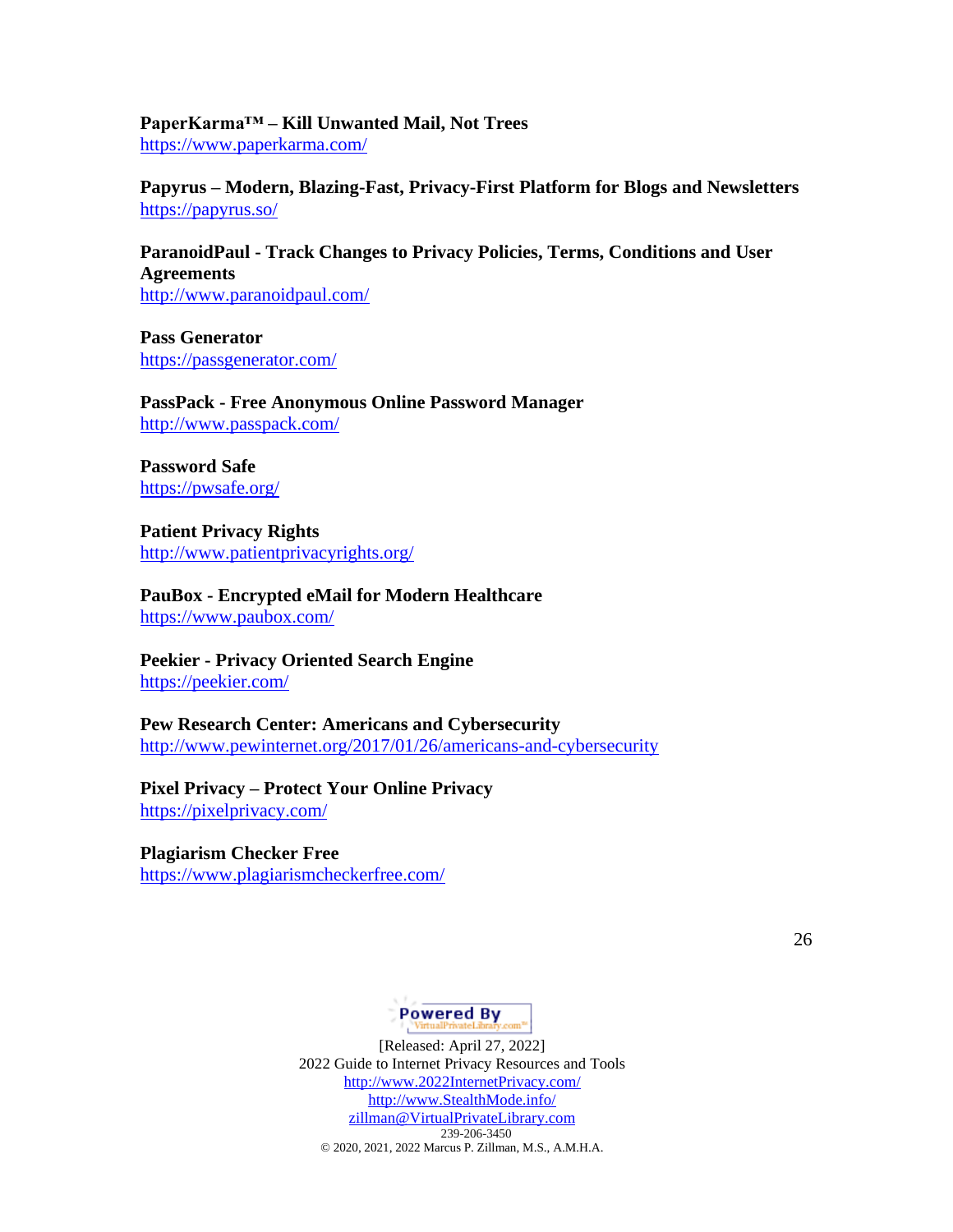**PaperKarma™ – Kill Unwanted Mail, Not Trees**
https://www.paperkarma.com/

**Papyrus – Modern, Blazing-Fast, Privacy-First Platform for Blogs and Newsletters**
https://papyrus.so/

**ParanoidPaul - Track Changes to Privacy Policies, Terms, Conditions and User Agreements**
http://www.paranoidpaul.com/

**Pass Generator**
https://passgenerator.com/

**PassPack - Free Anonymous Online Password Manager**
http://www.passpack.com/

**Password Safe**
https://pwsafe.org/

**Patient Privacy Rights**
http://www.patientprivacyrights.org/

**PauBox - Encrypted eMail for Modern Healthcare**
https://www.paubox.com/

**Peekier - Privacy Oriented Search Engine**
https://peekier.com/

**Pew Research Center: Americans and Cybersecurity**
http://www.pewinternet.org/2017/01/26/americans-and-cybersecurity

**Pixel Privacy – Protect Your Online Privacy**
https://pixelprivacy.com/

**Plagiarism Checker Free**
https://www.plagiarismcheckerfree.com/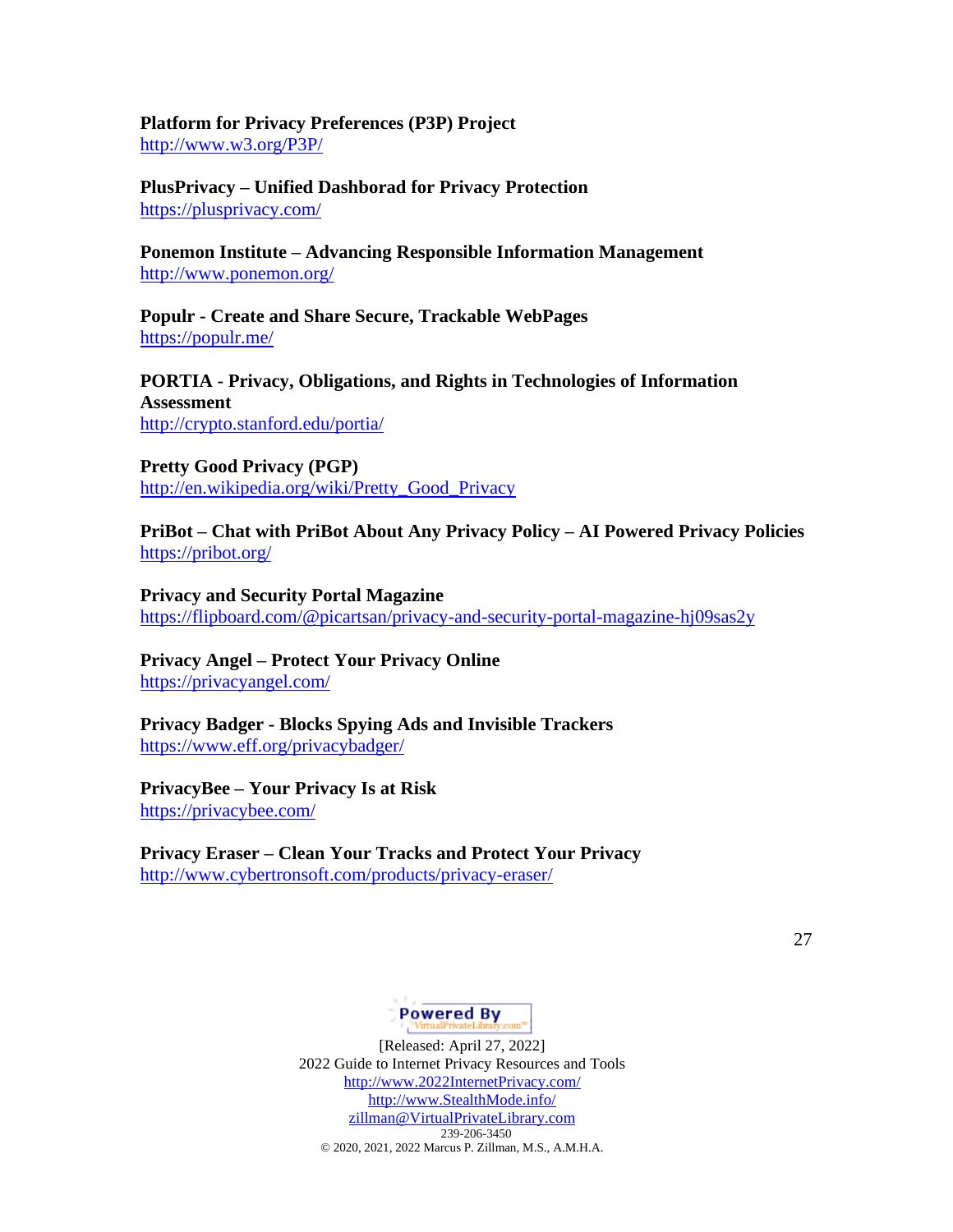**Platform for Privacy Preferences (P3P) Project**
http://www.w3.org/P3P/

**PlusPrivacy – Unified Dashborad for Privacy Protection**
https://plusprivacy.com/

**Ponemon Institute – Advancing Responsible Information Management**
http://www.ponemon.org/

**Populr - Create and Share Secure, Trackable WebPages**
https://populr.me/

**PORTIA - Privacy, Obligations, and Rights in Technologies of Information Assessment**
http://crypto.stanford.edu/portia/

**Pretty Good Privacy (PGP)**
http://en.wikipedia.org/wiki/Pretty_Good_Privacy

**PriBot – Chat with PriBot About Any Privacy Policy – AI Powered Privacy Policies**
https://pribot.org/

**Privacy and Security Portal Magazine**
https://flipboard.com/@picartsan/privacy-and-security-portal-magazine-hj09sas2y

**Privacy Angel – Protect Your Privacy Online**
https://privacyangel.com/

**Privacy Badger - Blocks Spying Ads and Invisible Trackers**
https://www.eff.org/privacybadger/

**PrivacyBee – Your Privacy Is at Risk**
https://privacybee.com/

**Privacy Eraser – Clean Your Tracks and Protect Your Privacy**
http://www.cybertronsoft.com/products/privacy-eraser/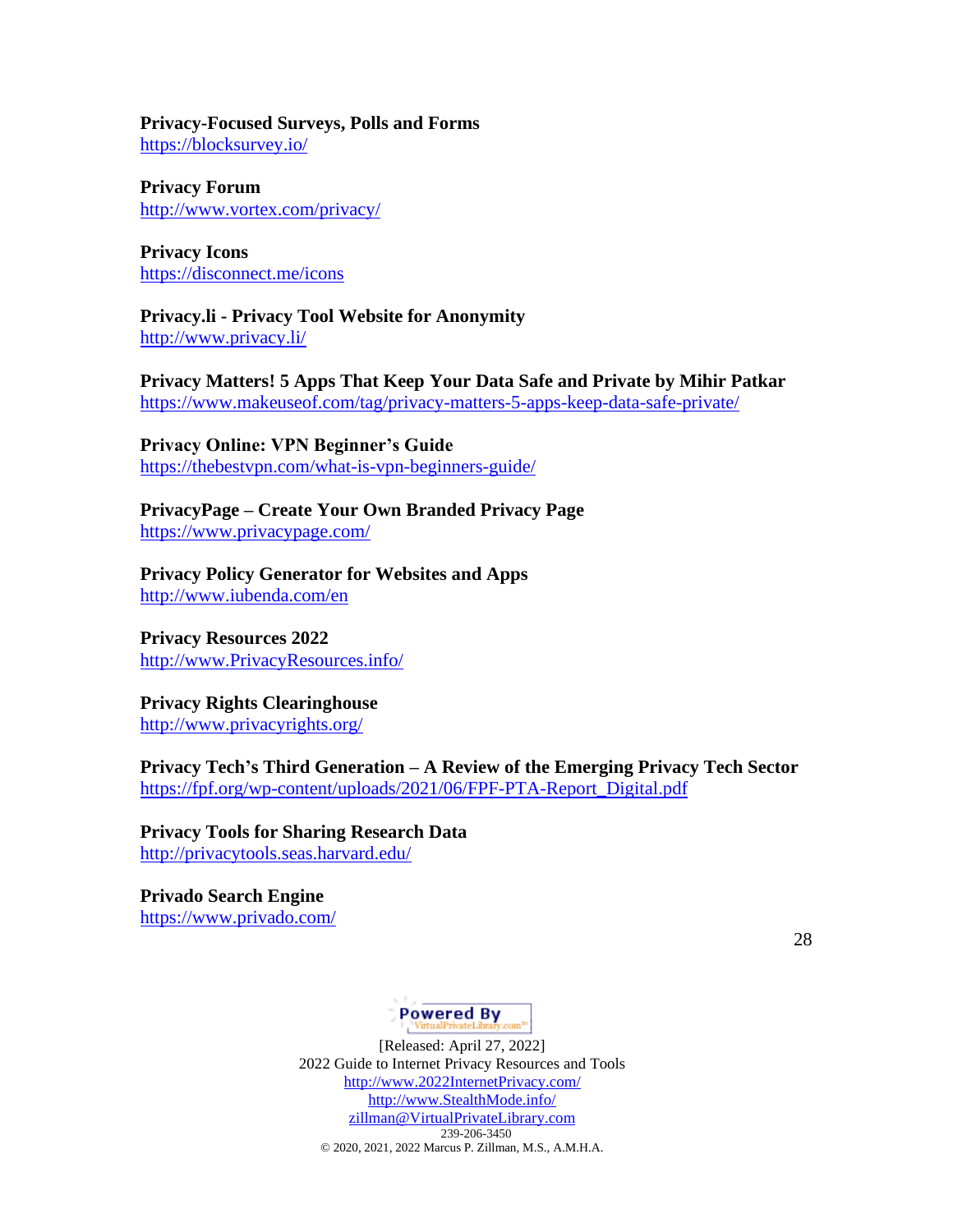**Privacy-Focused Surveys, Polls and Forms**
https://blocksurvey.io/

**Privacy Forum**
http://www.vortex.com/privacy/

**Privacy Icons**
https://disconnect.me/icons

**Privacy.li - Privacy Tool Website for Anonymity**
http://www.privacy.li/

**Privacy Matters! 5 Apps That Keep Your Data Safe and Private by Mihir Patkar**
https://www.makeuseof.com/tag/privacy-matters-5-apps-keep-data-safe-private/

**Privacy Online: VPN Beginner's Guide**
https://thebestvpn.com/what-is-vpn-beginners-guide/

**PrivacyPage – Create Your Own Branded Privacy Page**
https://www.privacypage.com/

**Privacy Policy Generator for Websites and Apps**
http://www.iubenda.com/en

**Privacy Resources 2022**
http://www.PrivacyResources.info/

**Privacy Rights Clearinghouse**
http://www.privacyrights.org/

**Privacy Tech's Third Generation – A Review of the Emerging Privacy Tech Sector**
https://fpf.org/wp-content/uploads/2021/06/FPF-PTA-Report_Digital.pdf

**Privacy Tools for Sharing Research Data**
http://privacytools.seas.harvard.edu/

**Privado Search Engine**
https://www.privado.com/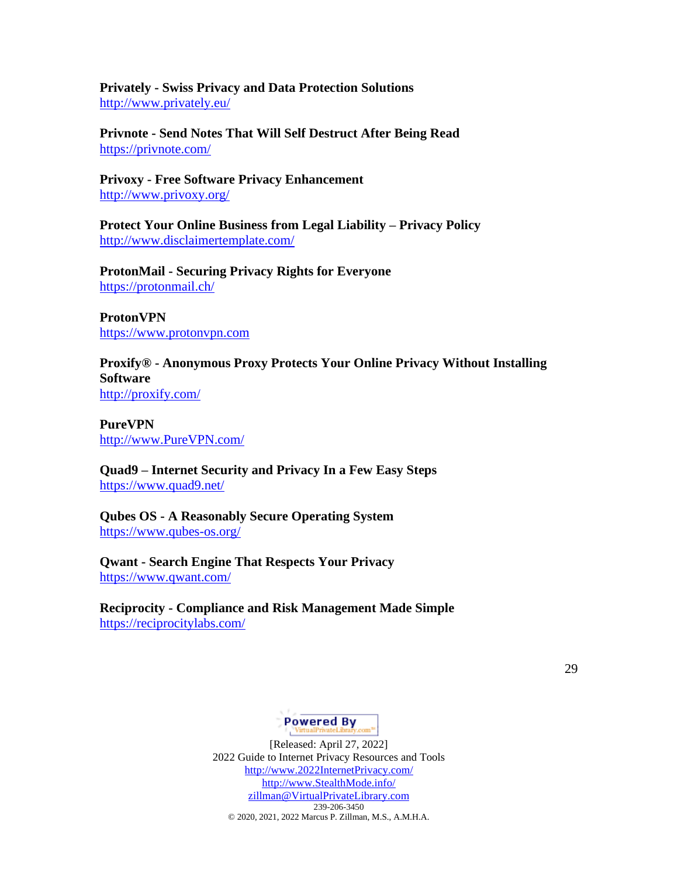**Privately - Swiss Privacy and Data Protection Solutions**
http://www.privately.eu/

**Privnote - Send Notes That Will Self Destruct After Being Read**
https://privnote.com/

**Privoxy - Free Software Privacy Enhancement**
http://www.privoxy.org/

**Protect Your Online Business from Legal Liability – Privacy Policy**
http://www.disclaimertemplate.com/

**ProtonMail - Securing Privacy Rights for Everyone**
https://protonmail.ch/

**ProtonVPN**
https://www.protonvpn.com

**Proxify® - Anonymous Proxy Protects Your Online Privacy Without Installing Software**
http://proxify.com/

**PureVPN**
http://www.PureVPN.com/

**Quad9 – Internet Security and Privacy In a Few Easy Steps**
https://www.quad9.net/

**Qubes OS - A Reasonably Secure Operating System**
https://www.qubes-os.org/

**Qwant - Search Engine That Respects Your Privacy**
https://www.qwant.com/

**Reciprocity - Compliance and Risk Management Made Simple**
https://reciprocitylabs.com/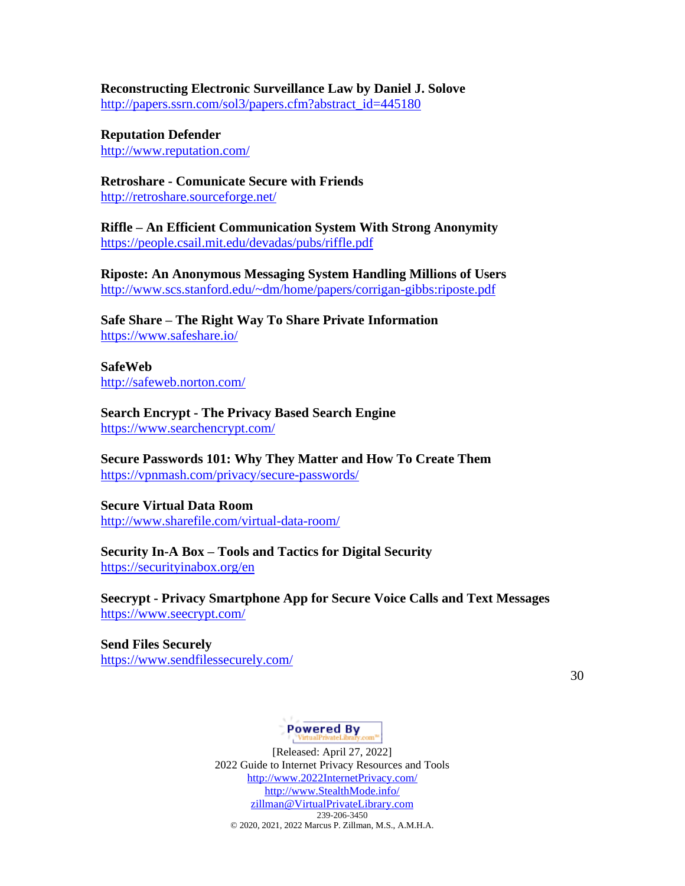**Reconstructing Electronic Surveillance Law by Daniel J. Solove**
http://papers.ssrn.com/sol3/papers.cfm?abstract_id=445180

**Reputation Defender**
http://www.reputation.com/

**Retroshare - Comunicate Secure with Friends**
http://retroshare.sourceforge.net/

**Riffle – An Efficient Communication System With Strong Anonymity**
https://people.csail.mit.edu/devadas/pubs/riffle.pdf

**Riposte: An Anonymous Messaging System Handling Millions of Users**
http://www.scs.stanford.edu/~dm/home/papers/corrigan-gibbs:riposte.pdf

**Safe Share – The Right Way To Share Private Information**
https://www.safeshare.io/

**SafeWeb**
http://safeweb.norton.com/

**Search Encrypt - The Privacy Based Search Engine**
https://www.searchencrypt.com/

**Secure Passwords 101: Why They Matter and How To Create Them**
https://vpnmash.com/privacy/secure-passwords/

**Secure Virtual Data Room**
http://www.sharefile.com/virtual-data-room/

**Security In-A Box – Tools and Tactics for Digital Security**
https://securityinabox.org/en

**Seecrypt - Privacy Smartphone App for Secure Voice Calls and Text Messages**
https://www.seecrypt.com/

**Send Files Securely**
https://www.sendfilessecurely.com/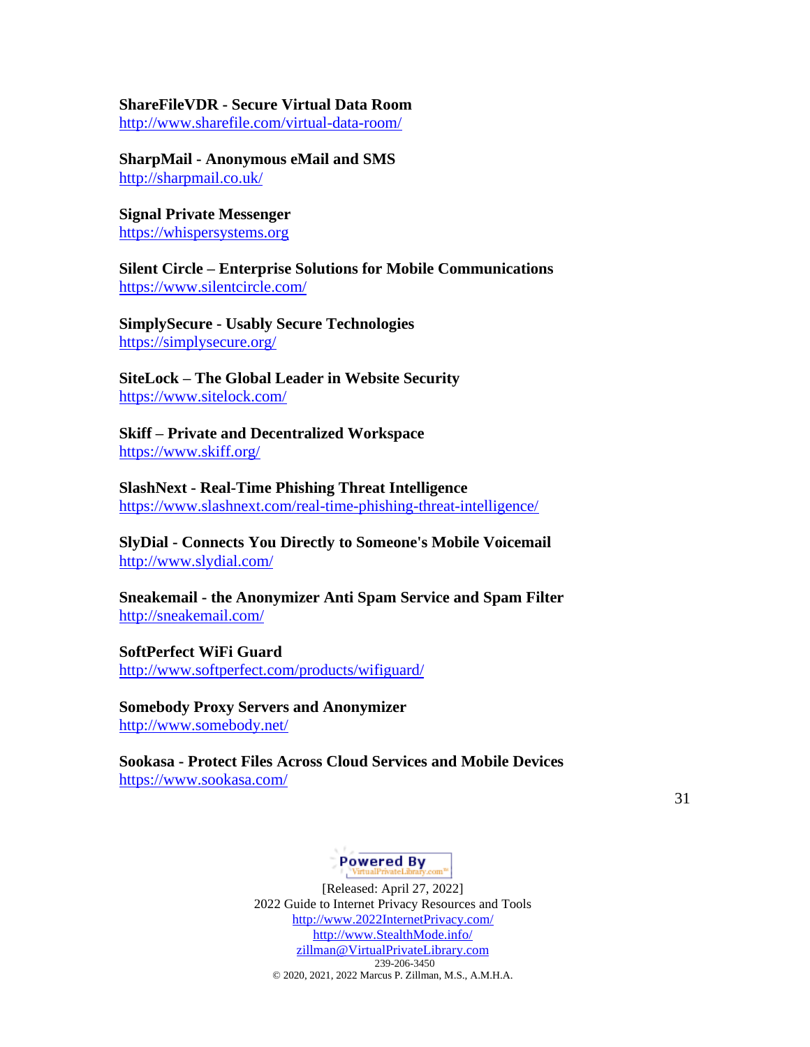**ShareFileVDR - Secure Virtual Data Room**
http://www.sharefile.com/virtual-data-room/

**SharpMail - Anonymous eMail and SMS**
http://sharpmail.co.uk/

**Signal Private Messenger**
https://whispersystems.org

**Silent Circle – Enterprise Solutions for Mobile Communications**
https://www.silentcircle.com/

**SimplySecure - Usably Secure Technologies**
https://simplysecure.org/

**SiteLock – The Global Leader in Website Security**
https://www.sitelock.com/

**Skiff – Private and Decentralized Workspace**
https://www.skiff.org/

**SlashNext - Real-Time Phishing Threat Intelligence**
https://www.slashnext.com/real-time-phishing-threat-intelligence/

**SlyDial - Connects You Directly to Someone's Mobile Voicemail**
http://www.slydial.com/

**Sneakemail - the Anonymizer Anti Spam Service and Spam Filter**
http://sneakemail.com/

**SoftPerfect WiFi Guard**
http://www.softperfect.com/products/wifiguard/

**Somebody Proxy Servers and Anonymizer**
http://www.somebody.net/

**Sookasa - Protect Files Across Cloud Services and Mobile Devices**
https://www.sookasa.com/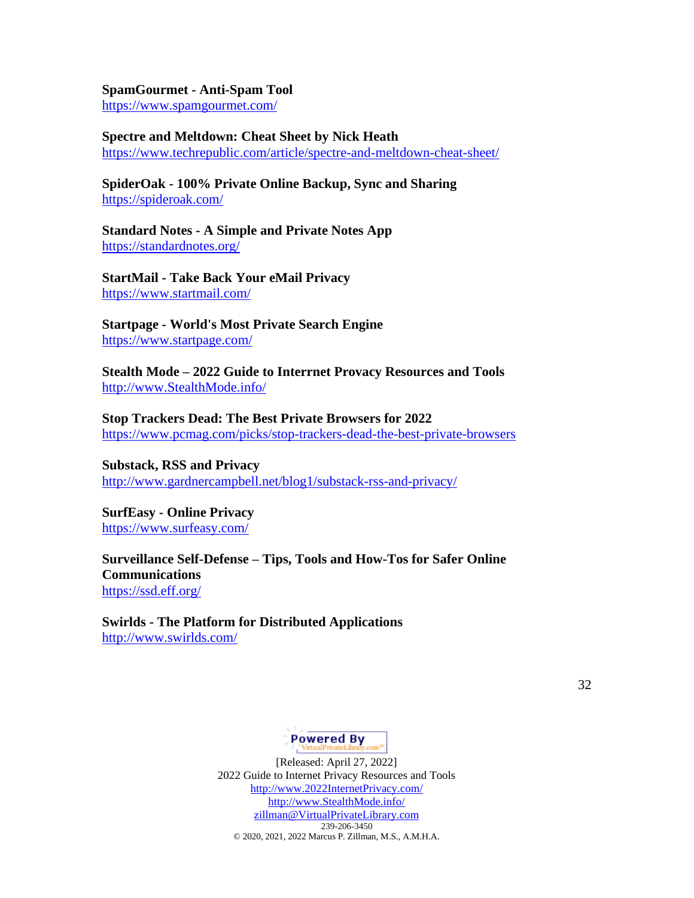**SpamGourmet - Anti-Spam Tool**
https://www.spamgourmet.com/

**Spectre and Meltdown: Cheat Sheet by Nick Heath**
https://www.techrepublic.com/article/spectre-and-meltdown-cheat-sheet/

**SpiderOak - 100% Private Online Backup, Sync and Sharing**
https://spideroak.com/

**Standard Notes - A Simple and Private Notes App**
https://standardnotes.org/

**StartMail - Take Back Your eMail Privacy**
https://www.startmail.com/

**Startpage - World's Most Private Search Engine**
https://www.startpage.com/

**Stealth Mode – 2022 Guide to Interrnet Provacy Resources and Tools**
http://www.StealthMode.info/

**Stop Trackers Dead: The Best Private Browsers for 2022**
https://www.pcmag.com/picks/stop-trackers-dead-the-best-private-browsers

**Substack, RSS and Privacy**
http://www.gardnercampbell.net/blog1/substack-rss-and-privacy/

**SurfEasy - Online Privacy**
https://www.surfeasy.com/

**Surveillance Self-Defense – Tips, Tools and How-Tos for Safer Online Communications**
https://ssd.eff.org/

**Swirlds - The Platform for Distributed Applications**
http://www.swirlds.com/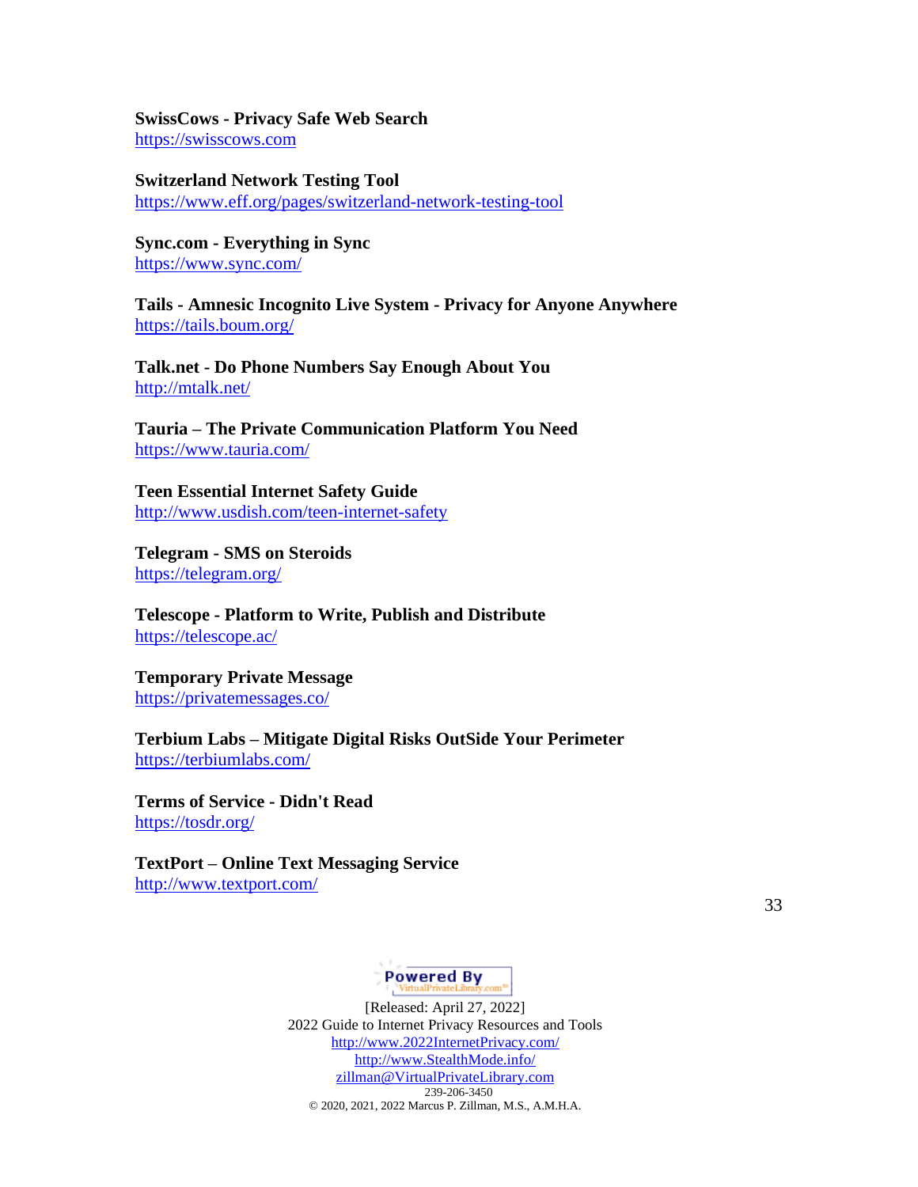**SwissCows - Privacy Safe Web Search**
https://swisscows.com

**Switzerland Network Testing Tool**
https://www.eff.org/pages/switzerland-network-testing-tool

**Sync.com - Everything in Sync**
https://www.sync.com/

**Tails - Amnesic Incognito Live System - Privacy for Anyone Anywhere**
https://tails.boum.org/

**Talk.net - Do Phone Numbers Say Enough About You**
http://mtalk.net/

**Tauria – The Private Communication Platform You Need**
https://www.tauria.com/

**Teen Essential Internet Safety Guide**
http://www.usdish.com/teen-internet-safety

**Telegram - SMS on Steroids**
https://telegram.org/

**Telescope - Platform to Write, Publish and Distribute**
https://telescope.ac/

**Temporary Private Message**
https://privatemessages.co/

**Terbium Labs – Mitigate Digital Risks OutSide Your Perimeter**
https://terbiumlabs.com/

**Terms of Service - Didn't Read**
https://tosdr.org/

**TextPort – Online Text Messaging Service**
http://www.textport.com/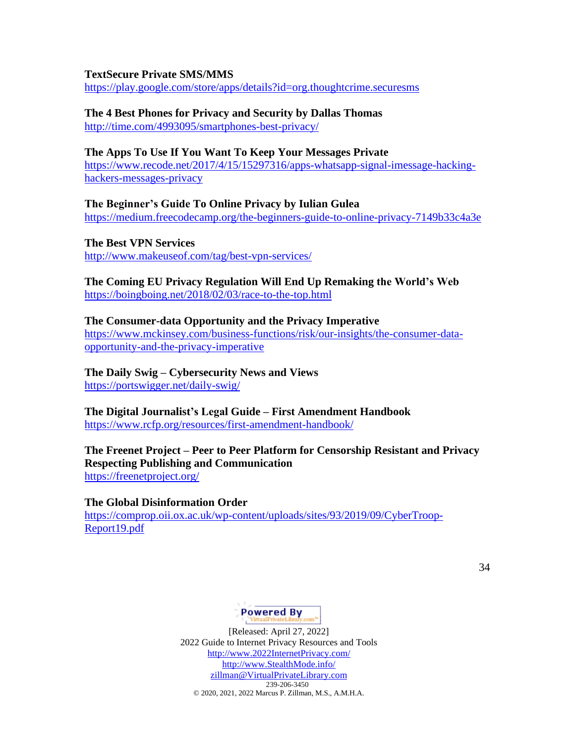**TextSecure Private SMS/MMS**
https://play.google.com/store/apps/details?id=org.thoughtcrime.securesms

**The 4 Best Phones for Privacy and Security by Dallas Thomas**
http://time.com/4993095/smartphones-best-privacy/

**The Apps To Use If You Want To Keep Your Messages Private**
https://www.recode.net/2017/4/15/15297316/apps-whatsapp-signal-imessage-hacking-hackers-messages-privacy

**The Beginner's Guide To Online Privacy by Iulian Gulea**
https://medium.freecodecamp.org/the-beginners-guide-to-online-privacy-7149b33c4a3e

**The Best VPN Services**
http://www.makeuseof.com/tag/best-vpn-services/

**The Coming EU Privacy Regulation Will End Up Remaking the World's Web**
https://boingboing.net/2018/02/03/race-to-the-top.html

**The Consumer-data Opportunity and the Privacy Imperative**
https://www.mckinsey.com/business-functions/risk/our-insights/the-consumer-data-opportunity-and-the-privacy-imperative

**The Daily Swig – Cybersecurity News and Views**
https://portswigger.net/daily-swig/

**The Digital Journalist's Legal Guide – First Amendment Handbook**
https://www.rcfp.org/resources/first-amendment-handbook/

**The Freenet Project – Peer to Peer Platform for Censorship Resistant and Privacy Respecting Publishing and Communication**
https://freenetproject.org/

**The Global Disinformation Order**
https://comprop.oii.ox.ac.uk/wp-content/uploads/sites/93/2019/09/CyberTroop-Report19.pdf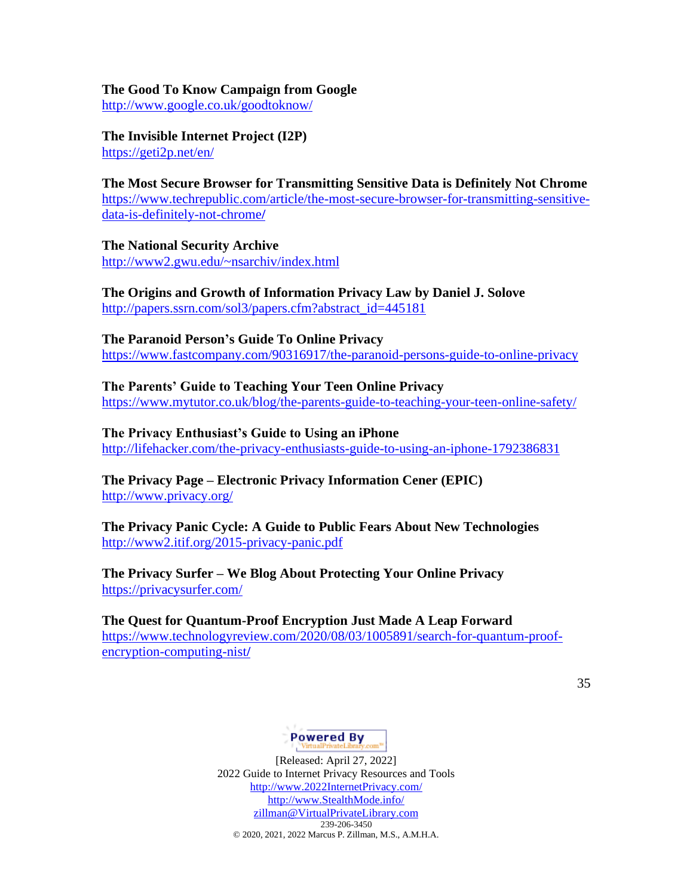**The Good To Know Campaign from Google**
http://www.google.co.uk/goodtoknow/

**The Invisible Internet Project (I2P)**
https://geti2p.net/en/

**The Most Secure Browser for Transmitting Sensitive Data is Definitely Not Chrome**
https://www.techrepublic.com/article/the-most-secure-browser-for-transmitting-sensitive-data-is-definitely-not-chrome/

**The National Security Archive**
http://www2.gwu.edu/~nsarchiv/index.html

**The Origins and Growth of Information Privacy Law by Daniel J. Solove**
http://papers.ssrn.com/sol3/papers.cfm?abstract_id=445181

**The Paranoid Person's Guide To Online Privacy**
https://www.fastcompany.com/90316917/the-paranoid-persons-guide-to-online-privacy

**The Parents' Guide to Teaching Your Teen Online Privacy**
https://www.mytutor.co.uk/blog/the-parents-guide-to-teaching-your-teen-online-safety/

**The Privacy Enthusiast's Guide to Using an iPhone**
http://lifehacker.com/the-privacy-enthusiasts-guide-to-using-an-iphone-1792386831

**The Privacy Page – Electronic Privacy Information Cener (EPIC)**
http://www.privacy.org/

**The Privacy Panic Cycle: A Guide to Public Fears About New Technologies**
http://www2.itif.org/2015-privacy-panic.pdf

**The Privacy Surfer – We Blog About Protecting Your Online Privacy**
https://privacysurfer.com/

**The Quest for Quantum-Proof Encryption Just Made A Leap Forward**
https://www.technologyreview.com/2020/08/03/1005891/search-for-quantum-proof-encryption-computing-nist/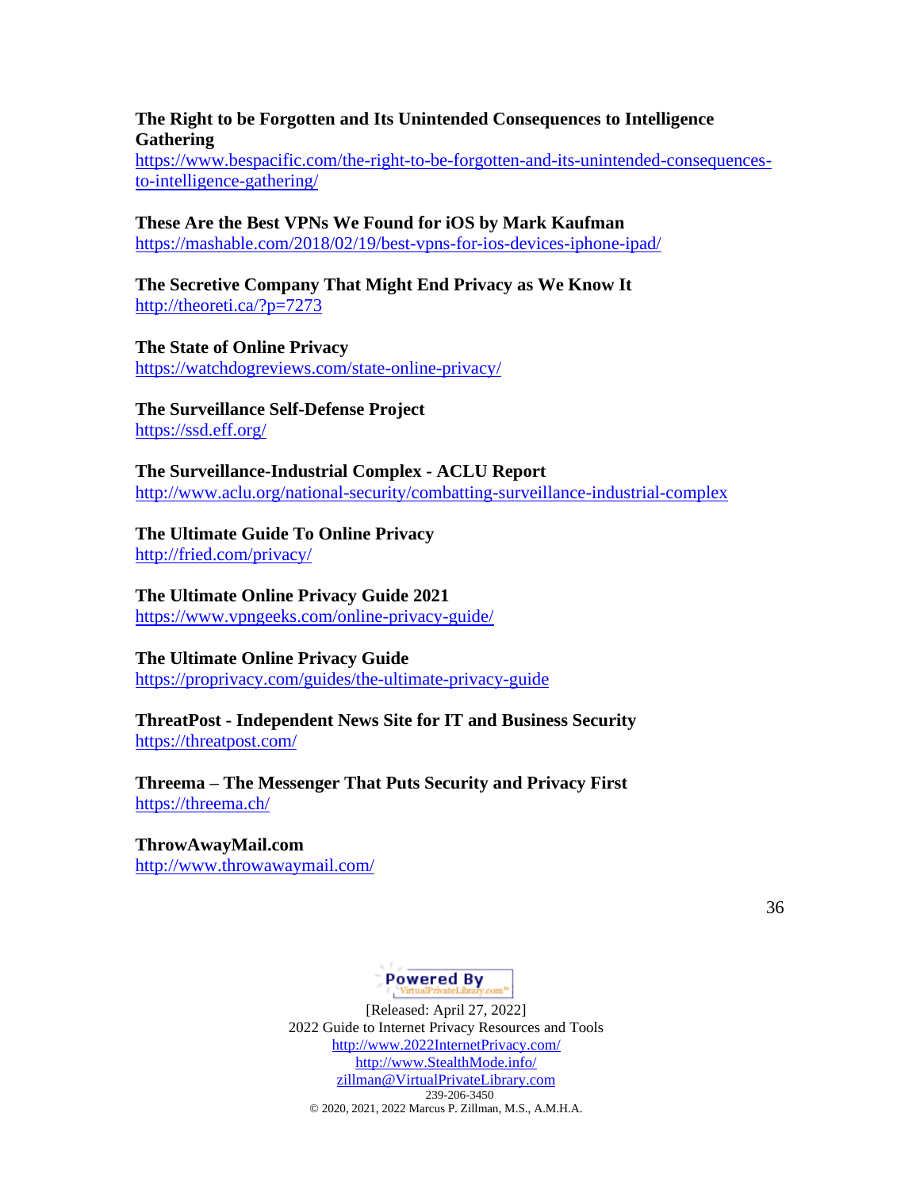**The Right to be Forgotten and Its Unintended Consequences to Intelligence Gathering**
https://www.bespacific.com/the-right-to-be-forgotten-and-its-unintended-consequences-to-intelligence-gathering/

**These Are the Best VPNs We Found for iOS by Mark Kaufman**
https://mashable.com/2018/02/19/best-vpns-for-ios-devices-iphone-ipad/

**The Secretive Company That Might End Privacy as We Know It**
http://theoreti.ca/?p=7273

**The State of Online Privacy**
https://watchdogreviews.com/state-online-privacy/

**The Surveillance Self-Defense Project**
https://ssd.eff.org/

**The Surveillance-Industrial Complex - ACLU Report**
http://www.aclu.org/national-security/combatting-surveillance-industrial-complex

**The Ultimate Guide To Online Privacy**
http://fried.com/privacy/

**The Ultimate Online Privacy Guide 2021**
https://www.vpngeeks.com/online-privacy-guide/

**The Ultimate Online Privacy Guide**
https://proprivacy.com/guides/the-ultimate-privacy-guide

**ThreatPost - Independent News Site for IT and Business Security**
https://threatpost.com/

**Threema – The Messenger That Puts Security and Privacy First**
https://threema.ch/

**ThrowAwayMail.com**
http://www.throwawaymail.com/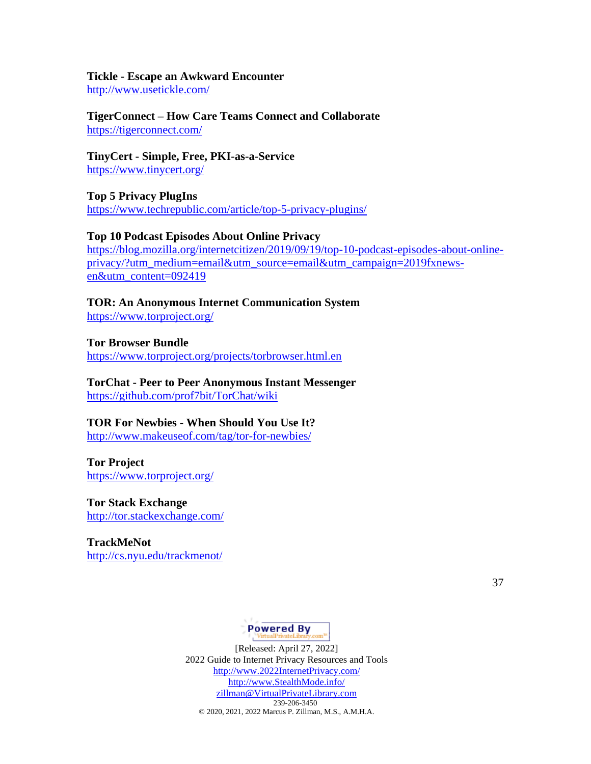**Tickle - Escape an Awkward Encounter**
http://www.usetickle.com/

**TigerConnect – How Care Teams Connect and Collaborate**
https://tigerconnect.com/

**TinyCert - Simple, Free, PKI-as-a-Service**
https://www.tinycert.org/

**Top 5 Privacy PlugIns**
https://www.techrepublic.com/article/top-5-privacy-plugins/

**Top 10 Podcast Episodes About Online Privacy**
https://blog.mozilla.org/internetcitizen/2019/09/19/top-10-podcast-episodes-about-online-privacy/?utm_medium=email&utm_source=email&utm_campaign=2019fxnews-en&utm_content=092419

**TOR: An Anonymous Internet Communication System**
https://www.torproject.org/

**Tor Browser Bundle**
https://www.torproject.org/projects/torbrowser.html.en

**TorChat - Peer to Peer Anonymous Instant Messenger**
https://github.com/prof7bit/TorChat/wiki

**TOR For Newbies - When Should You Use It?**
http://www.makeuseof.com/tag/tor-for-newbies/

**Tor Project**
https://www.torproject.org/

**Tor Stack Exchange**
http://tor.stackexchange.com/

**TrackMeNot**
http://cs.nyu.edu/trackmenot/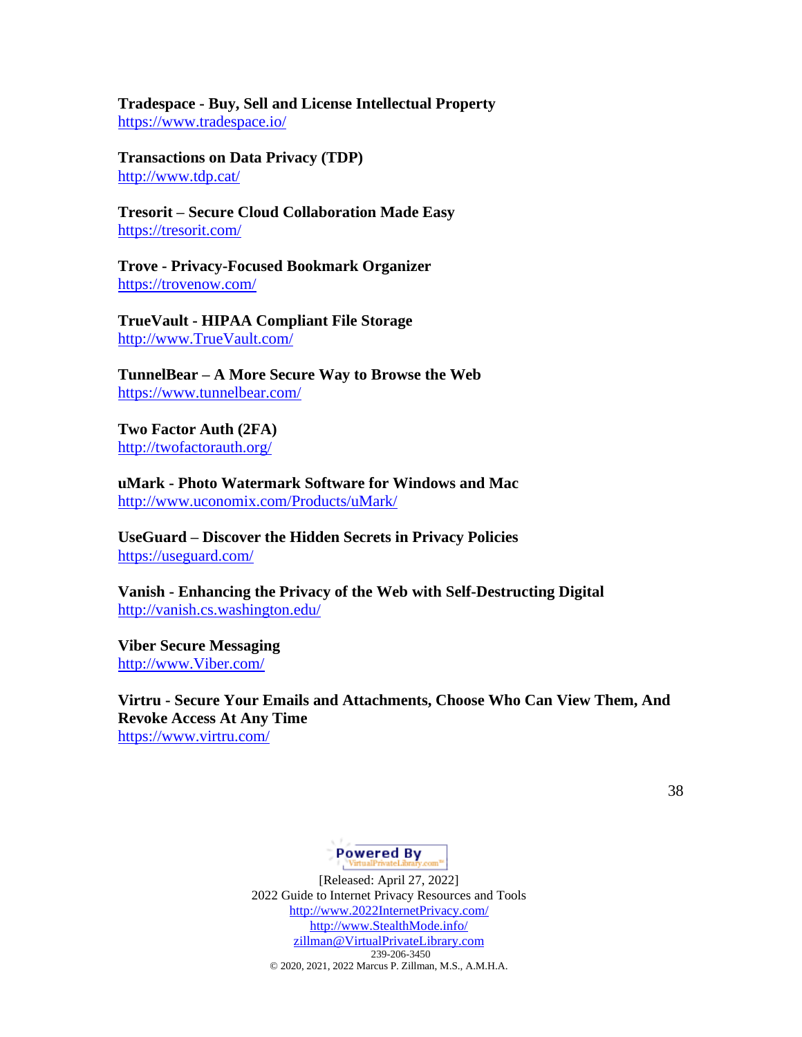**Tradespace - Buy, Sell and License Intellectual Property**
https://www.tradespace.io/

**Transactions on Data Privacy (TDP)**
http://www.tdp.cat/

**Tresorit – Secure Cloud Collaboration Made Easy**
https://tresorit.com/

**Trove - Privacy-Focused Bookmark Organizer**
https://trovenow.com/

**TrueVault - HIPAA Compliant File Storage**
http://www.TrueVault.com/

**TunnelBear – A More Secure Way to Browse the Web**
https://www.tunnelbear.com/

**Two Factor Auth (2FA)**
http://twofactorauth.org/

**uMark - Photo Watermark Software for Windows and Mac**
http://www.uconomix.com/Products/uMark/

**UseGuard – Discover the Hidden Secrets in Privacy Policies**
https://useguard.com/

**Vanish - Enhancing the Privacy of the Web with Self-Destructing Digital**
http://vanish.cs.washington.edu/

**Viber Secure Messaging**
http://www.Viber.com/

**Virtru - Secure Your Emails and Attachments, Choose Who Can View Them, And Revoke Access At Any Time**
https://www.virtru.com/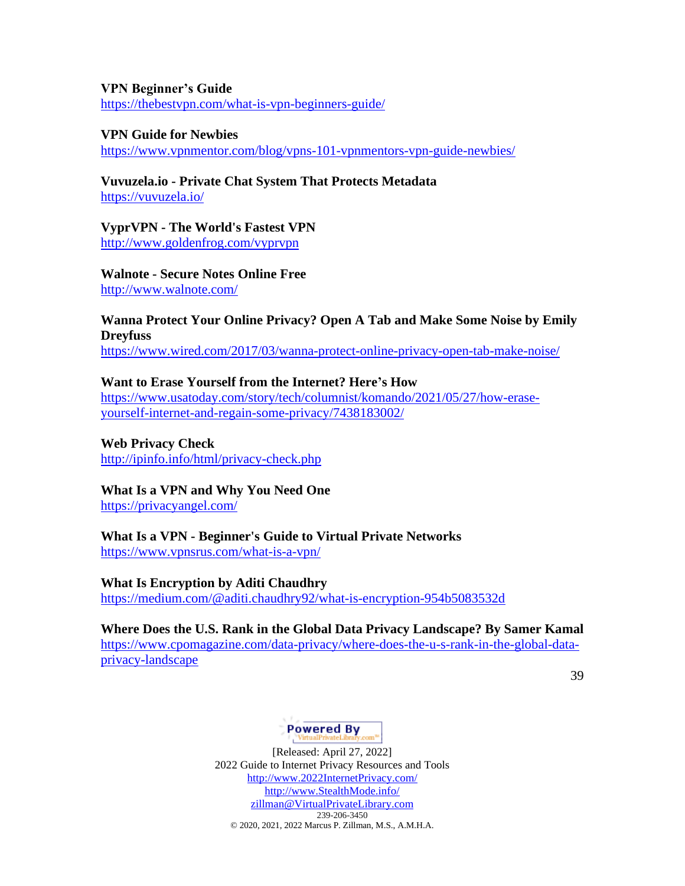**VPN Beginner's Guide**
https://thebestvpn.com/what-is-vpn-beginners-guide/

**VPN Guide for Newbies**
https://www.vpnmentor.com/blog/vpns-101-vpnmentors-vpn-guide-newbies/

**Vuvuzela.io - Private Chat System That Protects Metadata**
https://vuvuzela.io/

**VyprVPN - The World's Fastest VPN**
http://www.goldenfrog.com/vyprvpn

**Walnote - Secure Notes Online Free**
http://www.walnote.com/

**Wanna Protect Your Online Privacy? Open A Tab and Make Some Noise by Emily Dreyfuss**
https://www.wired.com/2017/03/wanna-protect-online-privacy-open-tab-make-noise/

**Want to Erase Yourself from the Internet? Here's How**
https://www.usatoday.com/story/tech/columnist/komando/2021/05/27/how-erase-yourself-internet-and-regain-some-privacy/7438183002/

**Web Privacy Check**
http://ipinfo.info/html/privacy-check.php

**What Is a VPN and Why You Need One**
https://privacyangel.com/

**What Is a VPN - Beginner's Guide to Virtual Private Networks**
https://www.vpnsrus.com/what-is-a-vpn/

**What Is Encryption by Aditi Chaudhry**
https://medium.com/@aditi.chaudhry92/what-is-encryption-954b5083532d

**Where Does the U.S. Rank in the Global Data Privacy Landscape? By Samer Kamal**
https://www.cpomagazine.com/data-privacy/where-does-the-u-s-rank-in-the-global-data-privacy-landscape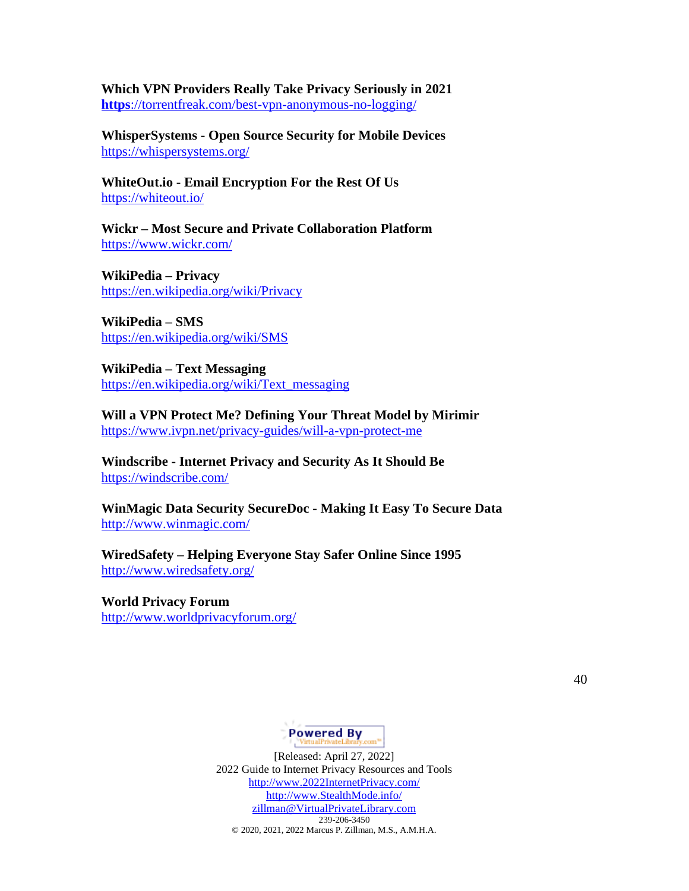**Which VPN Providers Really Take Privacy Seriously in 2021**
https://torrentfreak.com/best-vpn-anonymous-no-logging/

**WhisperSystems - Open Source Security for Mobile Devices**
https://whispersystems.org/

**WhiteOut.io - Email Encryption For the Rest Of Us**
https://whiteout.io/

**Wickr – Most Secure and Private Collaboration Platform**
https://www.wickr.com/

**WikiPedia – Privacy**
https://en.wikipedia.org/wiki/Privacy

**WikiPedia – SMS**
https://en.wikipedia.org/wiki/SMS

**WikiPedia – Text Messaging**
https://en.wikipedia.org/wiki/Text_messaging

**Will a VPN Protect Me? Defining Your Threat Model by Mirimir**
https://www.ivpn.net/privacy-guides/will-a-vpn-protect-me

**Windscribe - Internet Privacy and Security As It Should Be**
https://windscribe.com/

**WinMagic Data Security SecureDoc - Making It Easy To Secure Data**
http://www.winmagic.com/

**WiredSafety – Helping Everyone Stay Safer Online Since 1995**
http://www.wiredsafety.org/

**World Privacy Forum**
http://www.worldprivacyforum.org/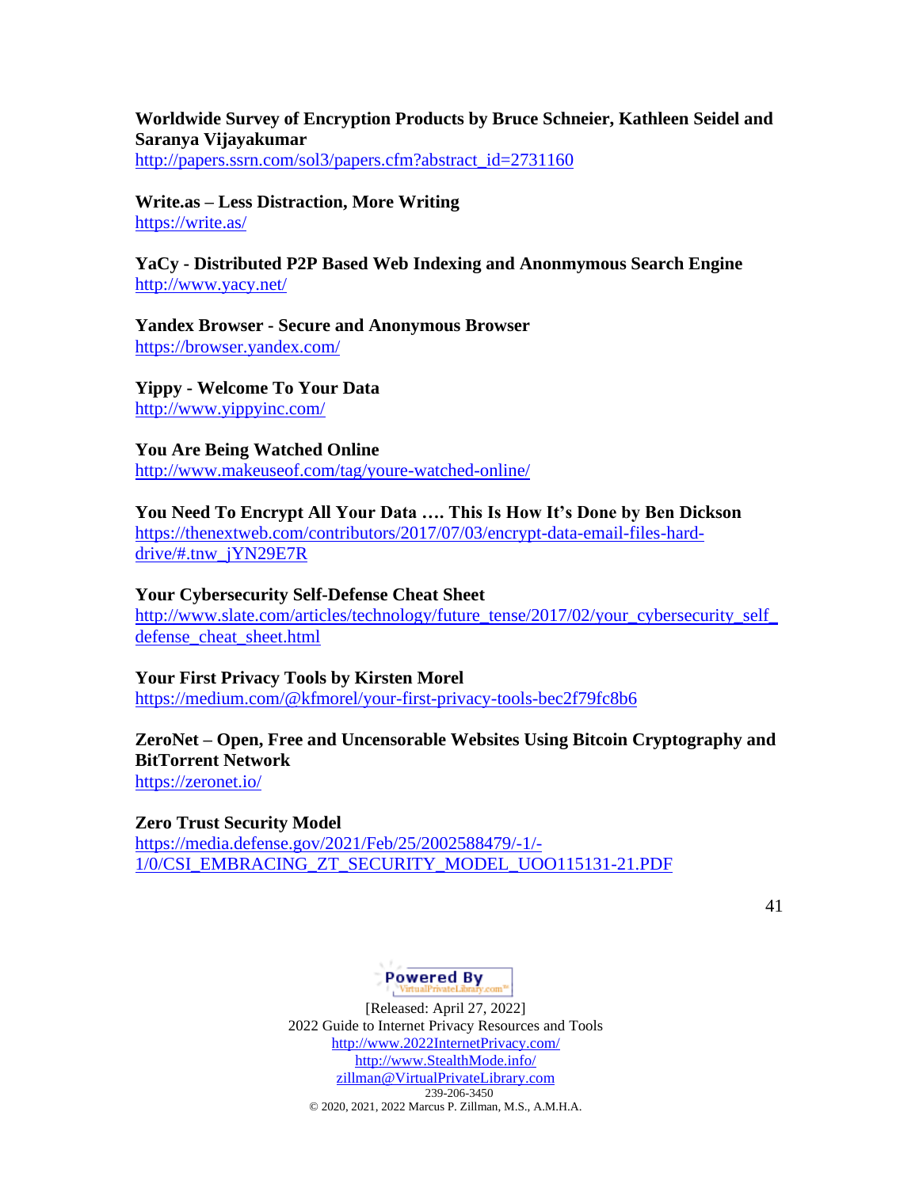**Worldwide Survey of Encryption Products by Bruce Schneier, Kathleen Seidel and Saranya Vijayakumar**
http://papers.ssrn.com/sol3/papers.cfm?abstract_id=2731160

**Write.as – Less Distraction, More Writing**
https://write.as/

**YaCy - Distributed P2P Based Web Indexing and Anonmymous Search Engine**
http://www.yacy.net/

**Yandex Browser - Secure and Anonymous Browser**
https://browser.yandex.com/

**Yippy - Welcome To Your Data**
http://www.yippyinc.com/

**You Are Being Watched Online**
http://www.makeuseof.com/tag/youre-watched-online/

**You Need To Encrypt All Your Data …. This Is How It's Done by Ben Dickson**
https://thenextweb.com/contributors/2017/07/03/encrypt-data-email-files-hard-drive/#.tnw_jYN29E7R

**Your Cybersecurity Self-Defense Cheat Sheet**
http://www.slate.com/articles/technology/future_tense/2017/02/your_cybersecurity_self_defense_cheat_sheet.html

**Your First Privacy Tools by Kirsten Morel**
https://medium.com/@kfmorel/your-first-privacy-tools-bec2f79fc8b6

**ZeroNet – Open, Free and Uncensorable Websites Using Bitcoin Cryptography and BitTorrent Network**
https://zeronet.io/

**Zero Trust Security Model**
https://media.defense.gov/2021/Feb/25/2002588479/-1/-1/0/CSI_EMBRACING_ZT_SECURITY_MODEL_UOO115131-21.PDF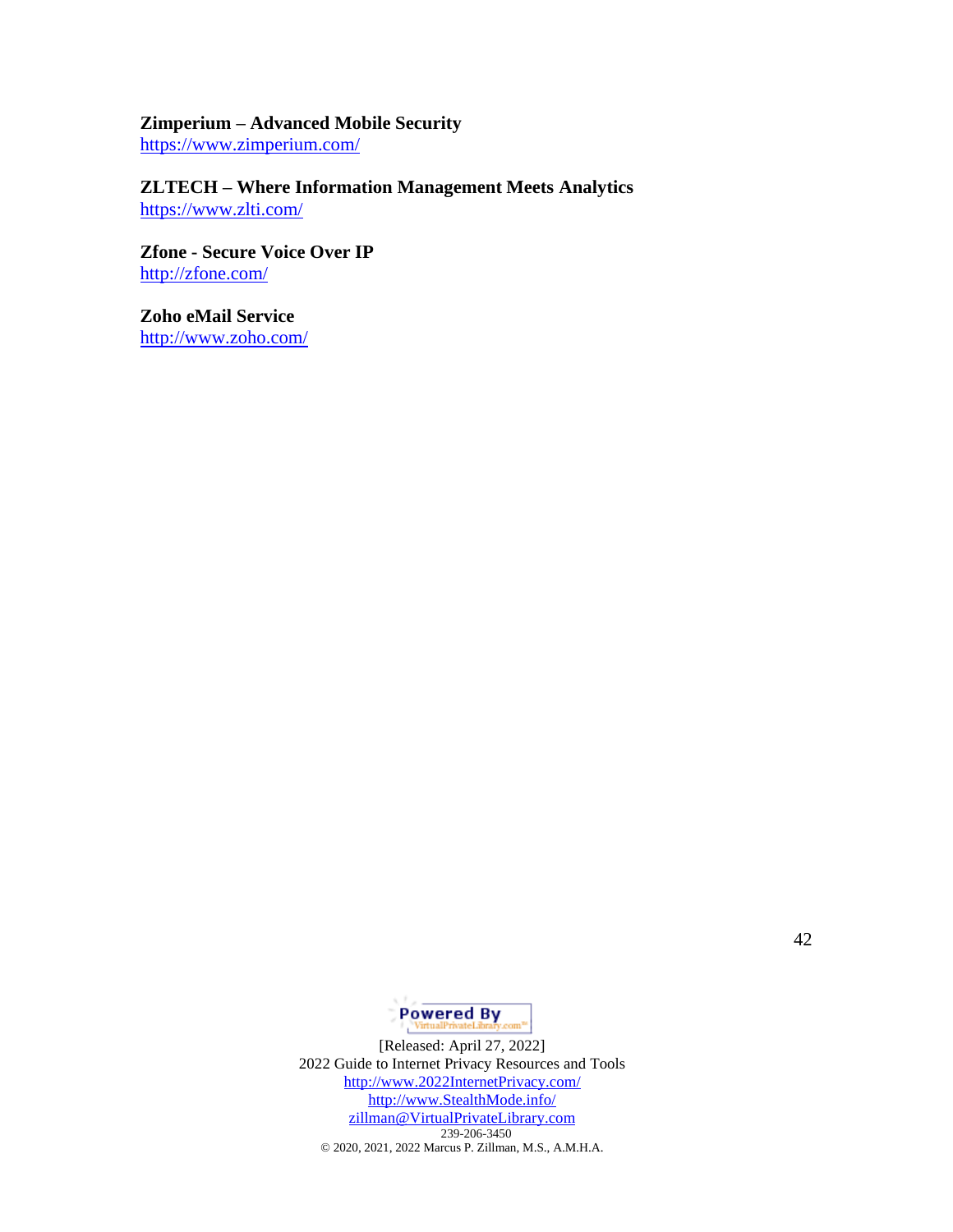**Zimperium – Advanced Mobile Security**
https://www.zimperium.com/

**ZLTECH – Where Information Management Meets Analytics**
https://www.zlti.com/

**Zfone - Secure Voice Over IP**
http://zfone.com/

**Zoho eMail Service**
http://www.zoho.com/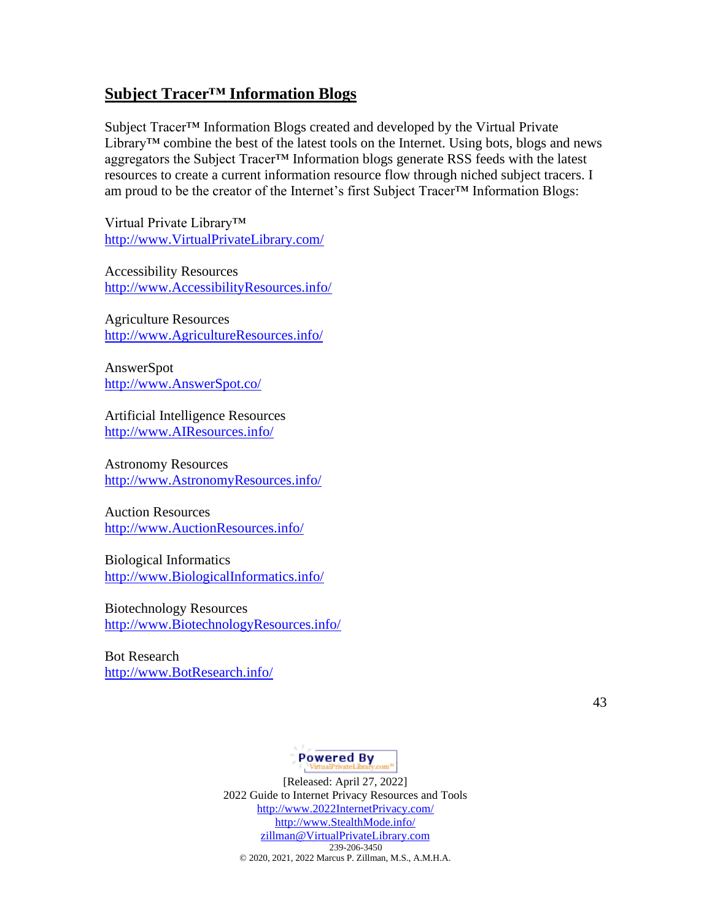## **Subject Tracer™ Information Blogs**

Subject Tracer™ Information Blogs created and developed by the Virtual Private Library™ combine the best of the latest tools on the Internet. Using bots, blogs and news aggregators the Subject Tracer™ Information blogs generate RSS feeds with the latest resources to create a current information resource flow through niched subject tracers. I am proud to be the creator of the Internet's first Subject Tracer™ Information Blogs:

Virtual Private Library™
http://www.VirtualPrivateLibrary.com/

Accessibility Resources
http://www.AccessibilityResources.info/

Agriculture Resources
http://www.AgricultureResources.info/

AnswerSpot
http://www.AnswerSpot.co/

Artificial Intelligence Resources
http://www.AIResources.info/

Astronomy Resources
http://www.AstronomyResources.info/

Auction Resources
http://www.AuctionResources.info/

Biological Informatics
http://www.BiologicalInformatics.info/

Biotechnology Resources
http://www.BiotechnologyResources.info/

Bot Research
http://www.BotResearch.info/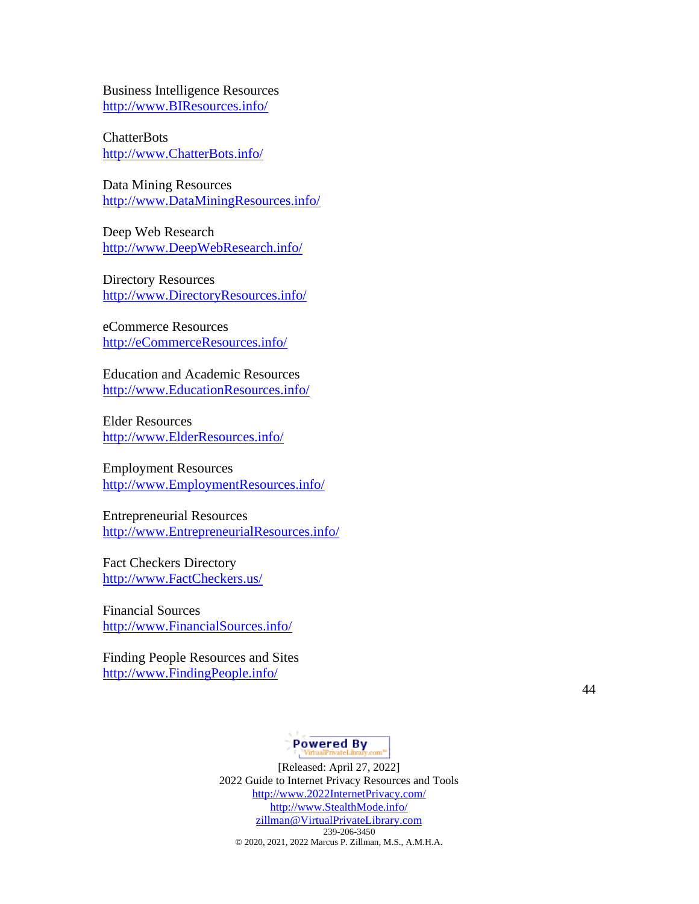Business Intelligence Resources
http://www.BIResources.info/

ChatterBots
http://www.ChatterBots.info/

Data Mining Resources
http://www.DataMiningResources.info/

Deep Web Research
http://www.DeepWebResearch.info/

Directory Resources
http://www.DirectoryResources.info/

eCommerce Resources
http://eCommerceResources.info/

Education and Academic Resources
http://www.EducationResources.info/

Elder Resources
http://www.ElderResources.info/

Employment Resources
http://www.EmploymentResources.info/

Entrepreneurial Resources
http://www.EntrepreneurialResources.info/

Fact Checkers Directory
http://www.FactCheckers.us/

Financial Sources
http://www.FinancialSources.info/

Finding People Resources and Sites
http://www.FindingPeople.info/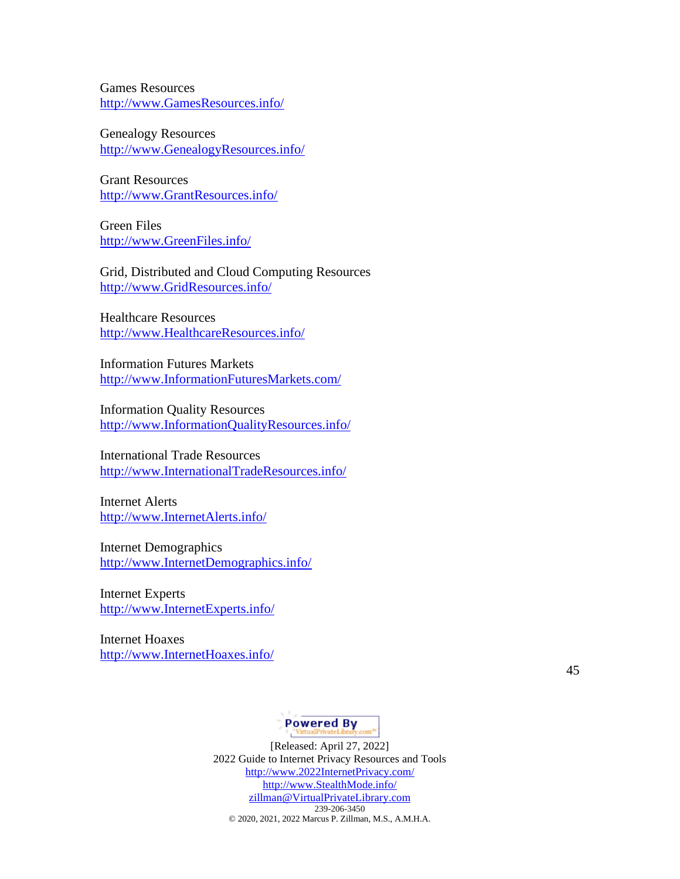Games Resources
http://www.GamesResources.info/

Genealogy Resources
http://www.GenealogyResources.info/

Grant Resources
http://www.GrantResources.info/

Green Files
http://www.GreenFiles.info/

Grid, Distributed and Cloud Computing Resources
http://www.GridResources.info/

Healthcare Resources
http://www.HealthcareResources.info/

Information Futures Markets
http://www.InformationFuturesMarkets.com/

Information Quality Resources
http://www.InformationQualityResources.info/

International Trade Resources
http://www.InternationalTradeResources.info/

Internet Alerts
http://www.InternetAlerts.info/

Internet Demographics
http://www.InternetDemographics.info/

Internet Experts
http://www.InternetExperts.info/

Internet Hoaxes
http://www.InternetHoaxes.info/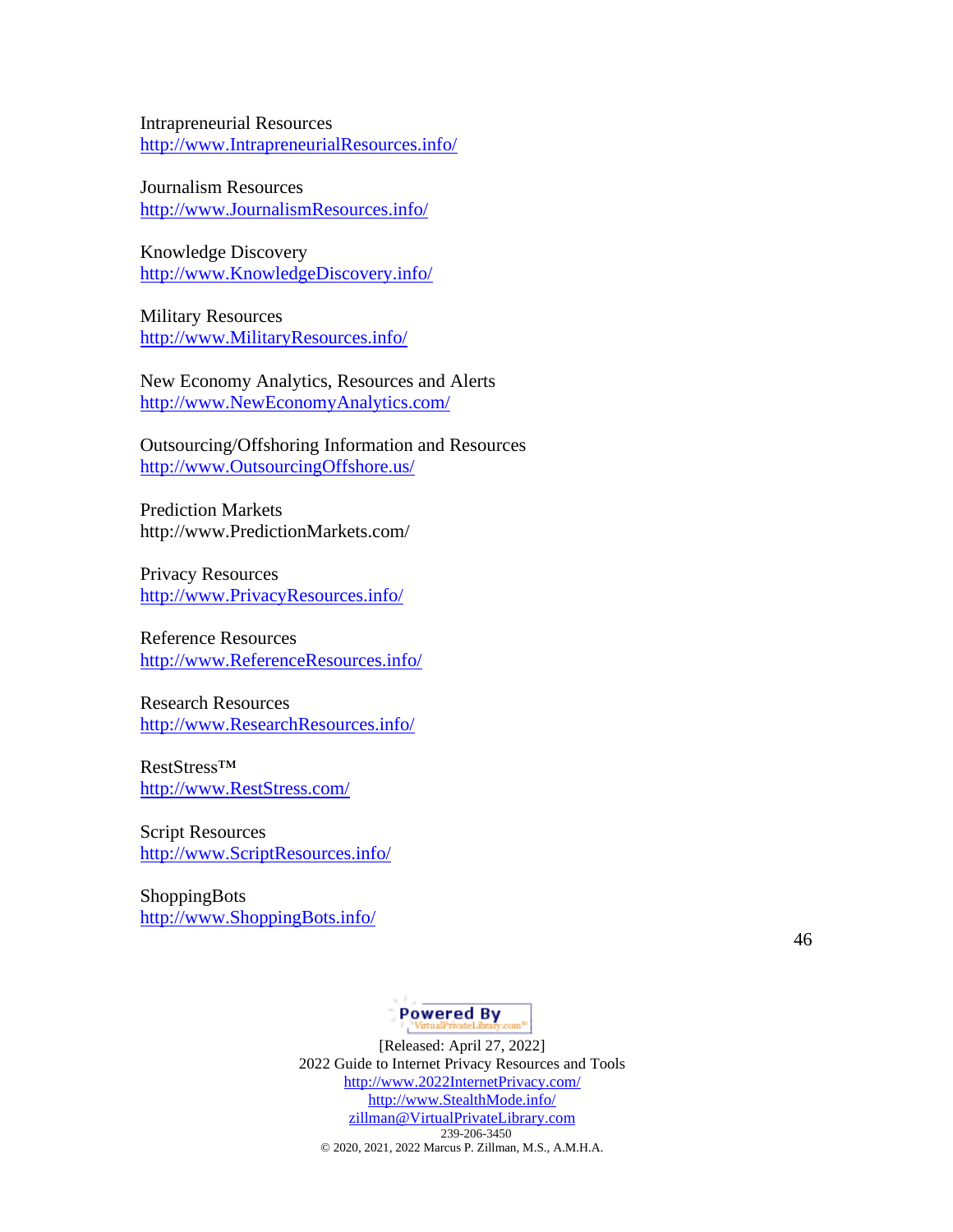Intrapreneurial Resources
http://www.IntrapreneurialResources.info/

Journalism Resources
http://www.JournalismResources.info/

Knowledge Discovery
http://www.KnowledgeDiscovery.info/

Military Resources
http://www.MilitaryResources.info/

New Economy Analytics, Resources and Alerts
http://www.NewEconomyAnalytics.com/

Outsourcing/Offshoring Information and Resources
http://www.OutsourcingOffshore.us/

Prediction Markets
http://www.PredictionMarkets.com/

Privacy Resources
http://www.PrivacyResources.info/

Reference Resources
http://www.ReferenceResources.info/

Research Resources
http://www.ResearchResources.info/

RestStress™
http://www.RestStress.com/

Script Resources
http://www.ScriptResources.info/

ShoppingBots
http://www.ShoppingBots.info/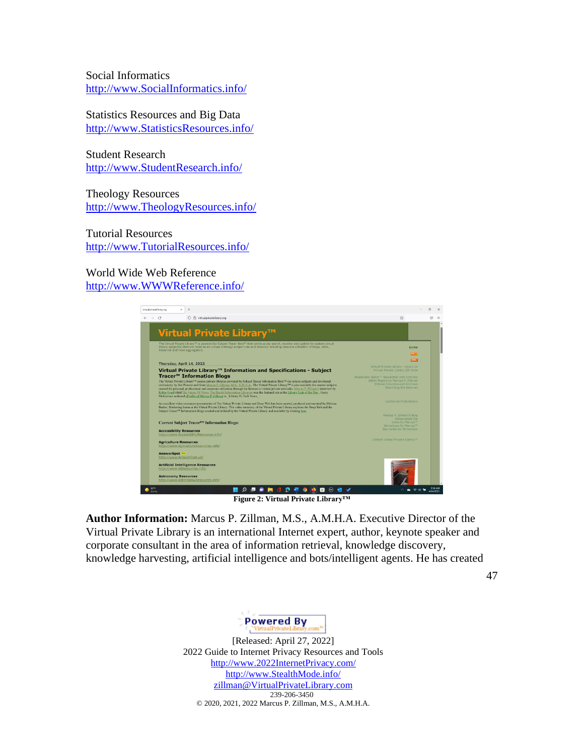Social Informatics
http://www.SocialInformatics.info/

Statistics Resources and Big Data
http://www.StatisticsResources.info/

Student Research
http://www.StudentResearch.info/

Theology Resources
http://www.TheologyResources.info/

Tutorial Resources
http://www.TutorialResources.info/

World Wide Web Reference
http://www.WWWReference.info/

**Figure 2: Virtual Private Library™**

**Author Information:** Marcus P. Zillman, M.S., A.M.H.A. Executive Director of the Virtual Private Library is an international Internet expert, author, keynote speaker and corporate consultant in the area of information retrieval, knowledge discovery, knowledge harvesting, artificial intelligence and bots/intelligent agents. He has created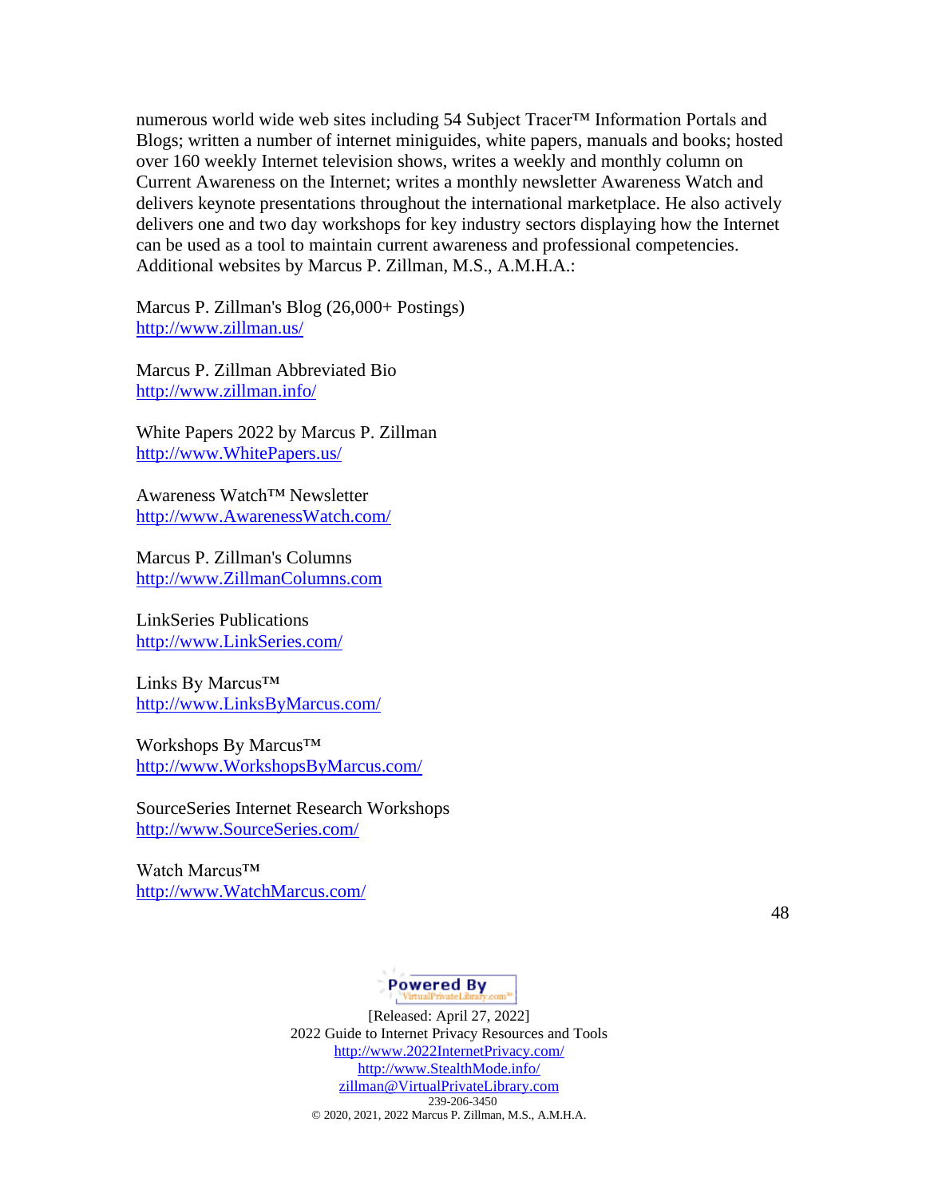numerous world wide web sites including 54 Subject Tracer™ Information Portals and Blogs; written a number of internet miniguides, white papers, manuals and books; hosted over 160 weekly Internet television shows, writes a weekly and monthly column on Current Awareness on the Internet; writes a monthly newsletter Awareness Watch and delivers keynote presentations throughout the international marketplace. He also actively delivers one and two day workshops for key industry sectors displaying how the Internet can be used as a tool to maintain current awareness and professional competencies. Additional websites by Marcus P. Zillman, M.S., A.M.H.A.:

Marcus P. Zillman's Blog (26,000+ Postings)
http://www.zillman.us/

Marcus P. Zillman Abbreviated Bio
http://www.zillman.info/

White Papers 2022 by Marcus P. Zillman
http://www.WhitePapers.us/

Awareness Watch™ Newsletter
http://www.AwarenessWatch.com/

Marcus P. Zillman's Columns
http://www.ZillmanColumns.com

LinkSeries Publications
http://www.LinkSeries.com/

Links By Marcus™
http://www.LinksByMarcus.com/

Workshops By Marcus™
http://www.WorkshopsByMarcus.com/

SourceSeries Internet Research Workshops
http://www.SourceSeries.com/

Watch Marcus™
http://www.WatchMarcus.com/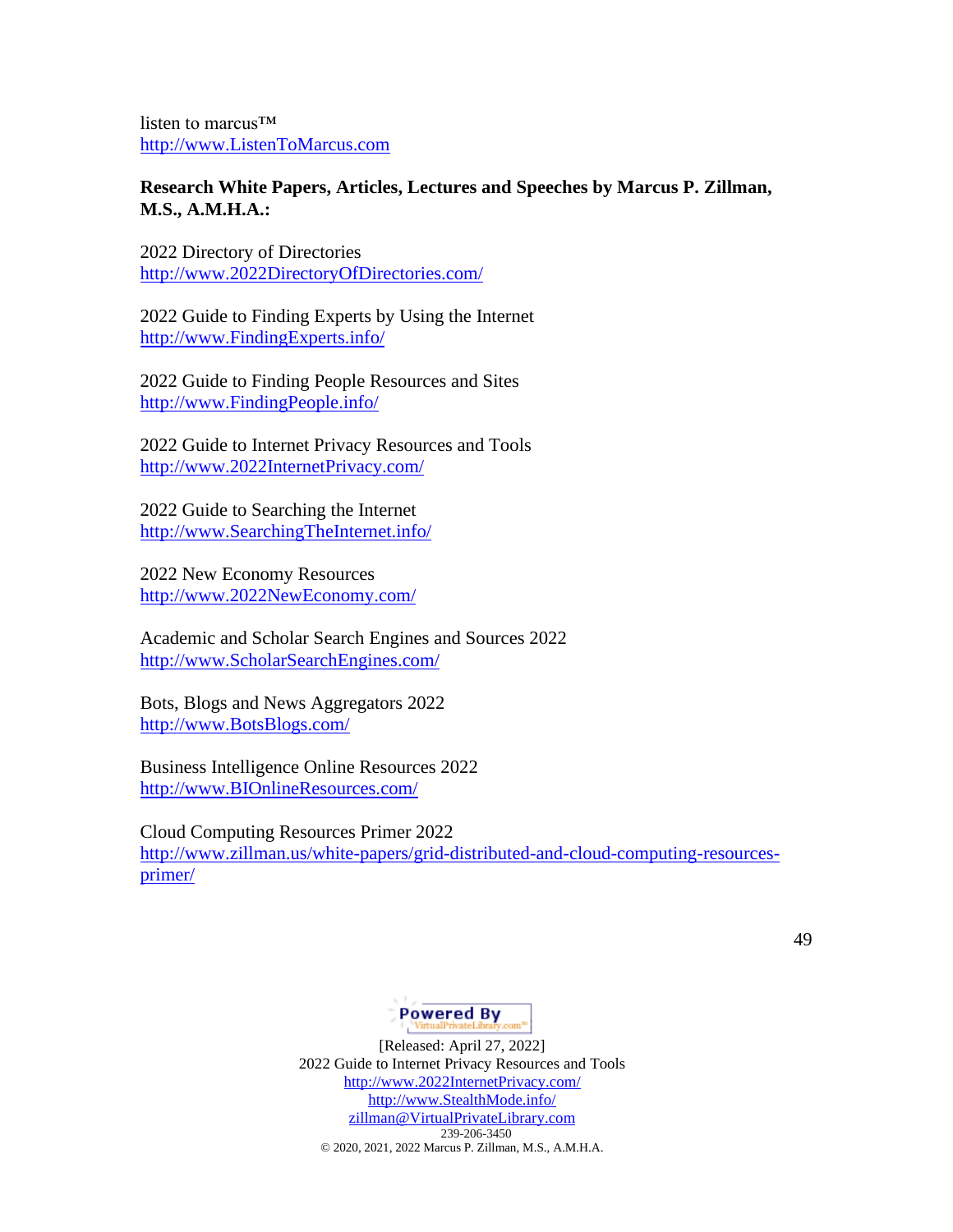listen to marcus™
http://www.ListenToMarcus.com

**Research White Papers, Articles, Lectures and Speeches by Marcus P. Zillman, M.S., A.M.H.A.:**

2022 Directory of Directories
http://www.2022DirectoryOfDirectories.com/

2022 Guide to Finding Experts by Using the Internet
http://www.FindingExperts.info/

2022 Guide to Finding People Resources and Sites
http://www.FindingPeople.info/

2022 Guide to Internet Privacy Resources and Tools
http://www.2022InternetPrivacy.com/

2022 Guide to Searching the Internet
http://www.SearchingTheInternet.info/

2022 New Economy Resources
http://www.2022NewEconomy.com/

Academic and Scholar Search Engines and Sources 2022
http://www.ScholarSearchEngines.com/

Bots, Blogs and News Aggregators 2022
http://www.BotsBlogs.com/

Business Intelligence Online Resources 2022
http://www.BIOnlineResources.com/

Cloud Computing Resources Primer 2022
http://www.zillman.us/white-papers/grid-distributed-and-cloud-computing-resources-primer/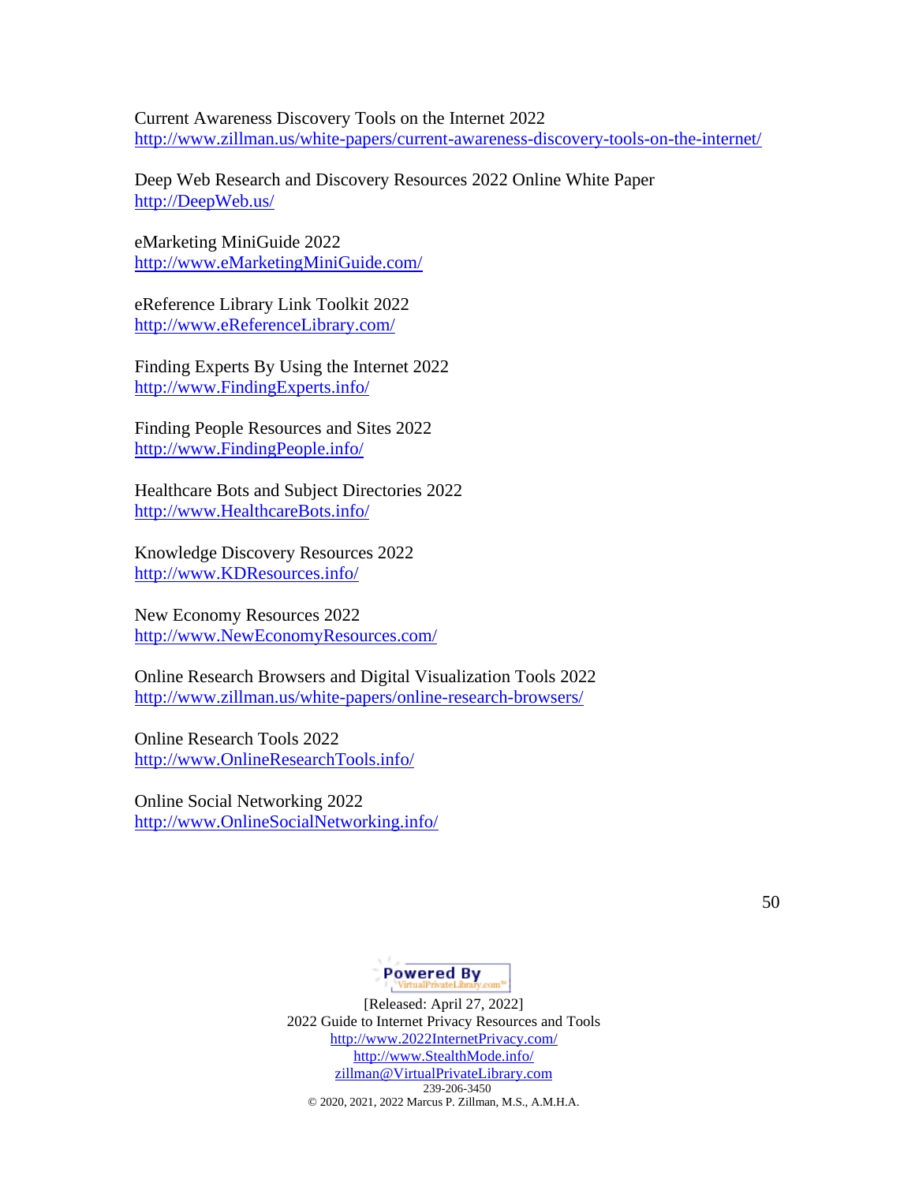Current Awareness Discovery Tools on the Internet 2022
http://www.zillman.us/white-papers/current-awareness-discovery-tools-on-the-internet/

Deep Web Research and Discovery Resources 2022 Online White Paper
http://DeepWeb.us/

eMarketing MiniGuide 2022
http://www.eMarketingMiniGuide.com/

eReference Library Link Toolkit 2022
http://www.eReferenceLibrary.com/

Finding Experts By Using the Internet 2022
http://www.FindingExperts.info/

Finding People Resources and Sites 2022
http://www.FindingPeople.info/

Healthcare Bots and Subject Directories 2022
http://www.HealthcareBots.info/

Knowledge Discovery Resources 2022
http://www.KDResources.info/

New Economy Resources 2022
http://www.NewEconomyResources.com/

Online Research Browsers and Digital Visualization Tools 2022
http://www.zillman.us/white-papers/online-research-browsers/

Online Research Tools 2022
http://www.OnlineResearchTools.info/

Online Social Networking 2022
http://www.OnlineSocialNetworking.info/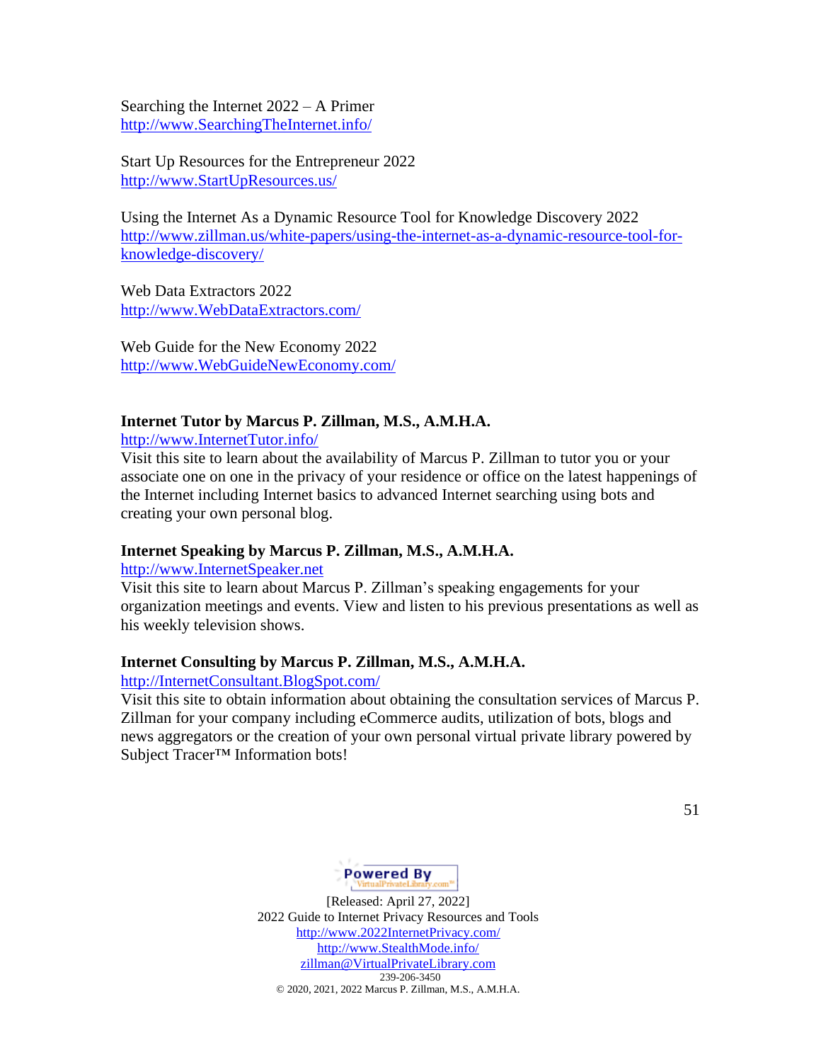Searching the Internet 2022 – A Primer
http://www.SearchingTheInternet.info/

Start Up Resources for the Entrepreneur 2022
http://www.StartUpResources.us/

Using the Internet As a Dynamic Resource Tool for Knowledge Discovery 2022
http://www.zillman.us/white-papers/using-the-internet-as-a-dynamic-resource-tool-for-knowledge-discovery/

Web Data Extractors 2022
http://www.WebDataExtractors.com/

Web Guide for the New Economy 2022
http://www.WebGuideNewEconomy.com/

**Internet Tutor by Marcus P. Zillman, M.S., A.M.H.A.**
http://www.InternetTutor.info/
Visit this site to learn about the availability of Marcus P. Zillman to tutor you or your associate one on one in the privacy of your residence or office on the latest happenings of the Internet including Internet basics to advanced Internet searching using bots and creating your own personal blog.

**Internet Speaking by Marcus P. Zillman, M.S., A.M.H.A.**
http://www.InternetSpeaker.net
Visit this site to learn about Marcus P. Zillman's speaking engagements for your organization meetings and events. View and listen to his previous presentations as well as his weekly television shows.

**Internet Consulting by Marcus P. Zillman, M.S., A.M.H.A.**
http://InternetConsultant.BlogSpot.com/
Visit this site to obtain information about obtaining the consultation services of Marcus P. Zillman for your company including eCommerce audits, utilization of bots, blogs and news aggregators or the creation of your own personal virtual private library powered by Subject Tracer™ Information bots!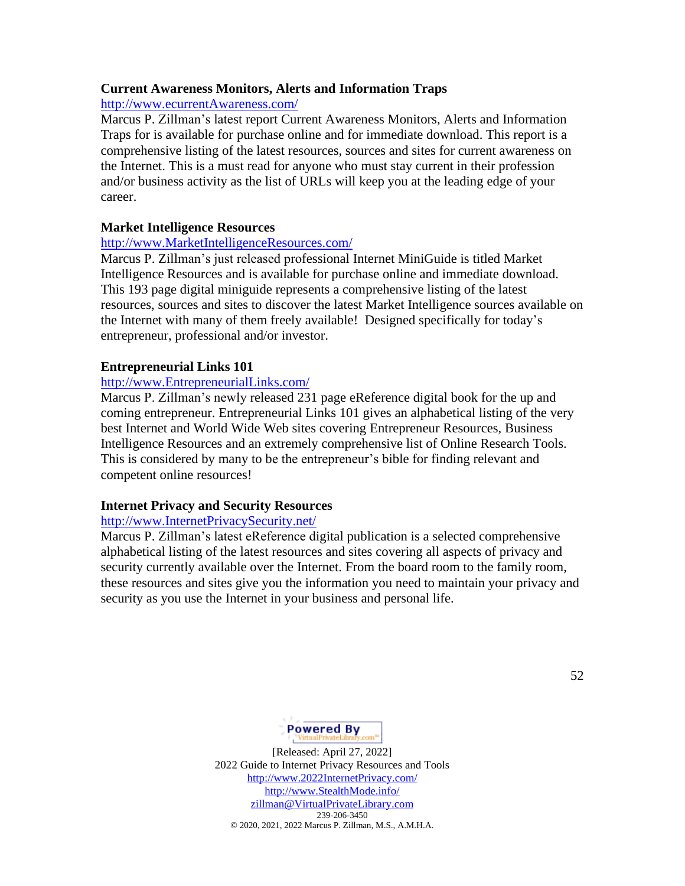**Current Awareness Monitors, Alerts and Information Traps**

http://www.ecurrentAwareness.com/

Marcus P. Zillman's latest report Current Awareness Monitors, Alerts and Information Traps for is available for purchase online and for immediate download. This report is a comprehensive listing of the latest resources, sources and sites for current awareness on the Internet. This is a must read for anyone who must stay current in their profession and/or business activity as the list of URLs will keep you at the leading edge of your career.

**Market Intelligence Resources**

http://www.MarketIntelligenceResources.com/

Marcus P. Zillman's just released professional Internet MiniGuide is titled Market Intelligence Resources and is available for purchase online and immediate download. This 193 page digital miniguide represents a comprehensive listing of the latest resources, sources and sites to discover the latest Market Intelligence sources available on the Internet with many of them freely available! Designed specifically for today's entrepreneur, professional and/or investor.

**Entrepreneurial Links 101**

http://www.EntrepreneurialLinks.com/

Marcus P. Zillman's newly released 231 page eReference digital book for the up and coming entrepreneur. Entrepreneurial Links 101 gives an alphabetical listing of the very best Internet and World Wide Web sites covering Entrepreneur Resources, Business Intelligence Resources and an extremely comprehensive list of Online Research Tools. This is considered by many to be the entrepreneur's bible for finding relevant and competent online resources!

**Internet Privacy and Security Resources**

http://www.InternetPrivacySecurity.net/

Marcus P. Zillman's latest eReference digital publication is a selected comprehensive alphabetical listing of the latest resources and sites covering all aspects of privacy and security currently available over the Internet. From the board room to the family room, these resources and sites give you the information you need to maintain your privacy and security as you use the Internet in your business and personal life.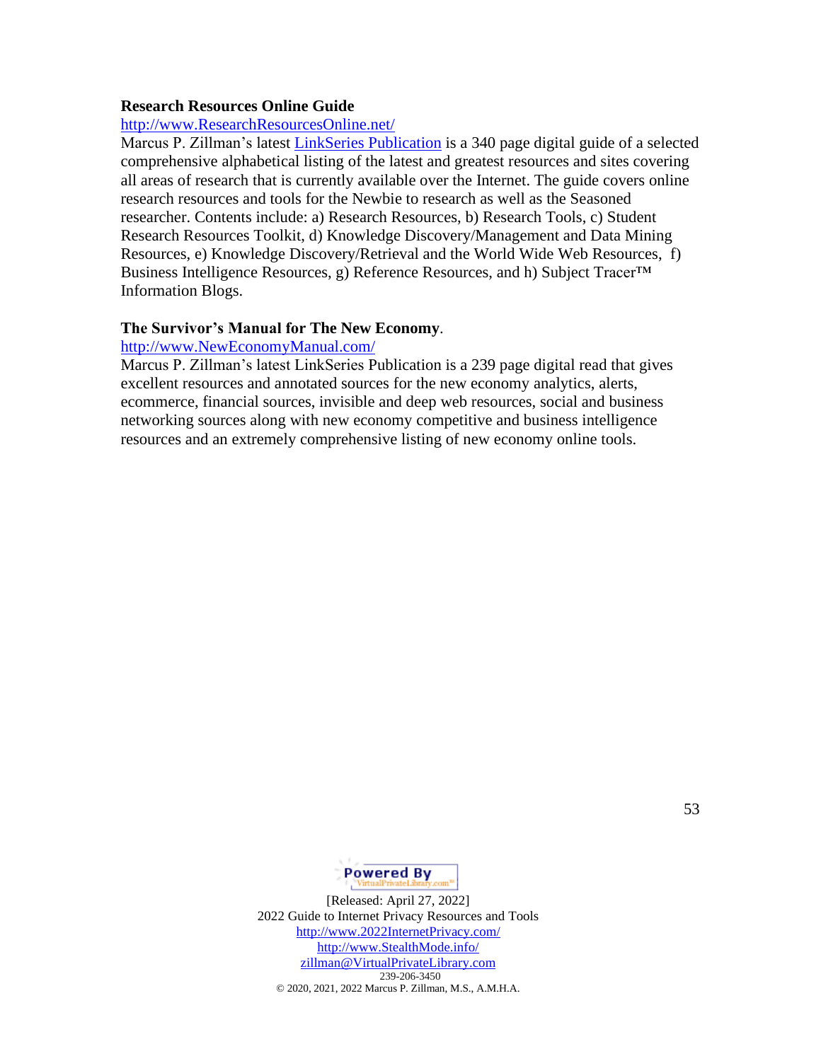**Research Resources Online Guide**

http://www.ResearchResourcesOnline.net/

Marcus P. Zillman's latest LinkSeries Publication is a 340 page digital guide of a selected comprehensive alphabetical listing of the latest and greatest resources and sites covering all areas of research that is currently available over the Internet. The guide covers online research resources and tools for the Newbie to research as well as the Seasoned researcher. Contents include: a) Research Resources, b) Research Tools, c) Student Research Resources Toolkit, d) Knowledge Discovery/Management and Data Mining Resources, e) Knowledge Discovery/Retrieval and the World Wide Web Resources, f) Business Intelligence Resources, g) Reference Resources, and h) Subject Tracer™ Information Blogs.

**The Survivor's Manual for The New Economy**.

http://www.NewEconomyManual.com/

Marcus P. Zillman's latest LinkSeries Publication is a 239 page digital read that gives excellent resources and annotated sources for the new economy analytics, alerts, ecommerce, financial sources, invisible and deep web resources, social and business networking sources along with new economy competitive and business intelligence resources and an extremely comprehensive listing of new economy online tools.